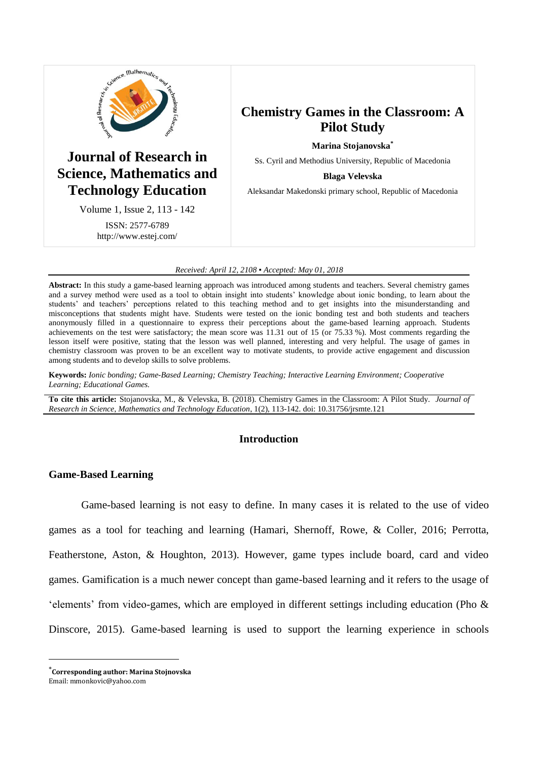# Chemistry Games in the Classroom: A Pilot Study

**Marina Stojanovska**[*]

Ss. Cyril and Methodius University, Republic of Macedonia

**Blaga Velevska**

Aleksandar Makedonski primary school, Republic of Macedonia

**Journal of Research in Science, Mathematics and Technology Education**

Volume 1, Issue 2, 113 - 142

ISSN: 2577-6789

http://www.estej.com/

*Received: April 12, 2108 ▪ Accepted: May 01, 2018*

**Abstract:** In this study a game-based learning approach was introduced among students and teachers. Several chemistry games and a survey method were used as a tool to obtain insight into students' knowledge about ionic bonding, to learn about the students' and teachers' perceptions related to this teaching method and to get insights into the misunderstanding and misconceptions that students might have. Students were tested on the ionic bonding test and both students and teachers anonymously filled in a questionnaire to express their perceptions about the game-based learning approach. Students achievements on the test were satisfactory; the mean score was 11.31 out of 15 (or 75.33 %). Most comments regarding the lesson itself were positive, stating that the lesson was well planned, interesting and very helpful. The usage of games in chemistry classroom was proven to be an excellent way to motivate students, to provide active engagement and discussion among students and to develop skills to solve problems.

**Keywords:** *Ionic bonding; Game-Based Learning; Chemistry Teaching; Interactive Learning Environment; Cooperative Learning; Educational Games.*

**To cite this article:** Stojanovska, M., & Velevska, B. (2018). Chemistry Games in the Classroom: A Pilot Study. *Journal of Research in Science, Mathematics and Technology Education*, 1(2), 113-142. doi: 10.31756/jrsmte.121

## Introduction

### Game-Based Learning

Game-based learning is not easy to define. In many cases it is related to the use of video games as a tool for teaching and learning (Hamari, Shernoff, Rowe, & Coller, 2016; Perrotta, Featherstone, Aston, & Houghton, 2013). However, game types include board, card and video games. Gamification is a much newer concept than game-based learning and it refers to the usage of 'elements' from video-games, which are employed in different settings including education (Pho & Dinscore, 2015). Game-based learning is used to support the learning experience in schools

[*] **Corresponding author: Marina Stojnovska**
Email: mmonkovic@yahoo.com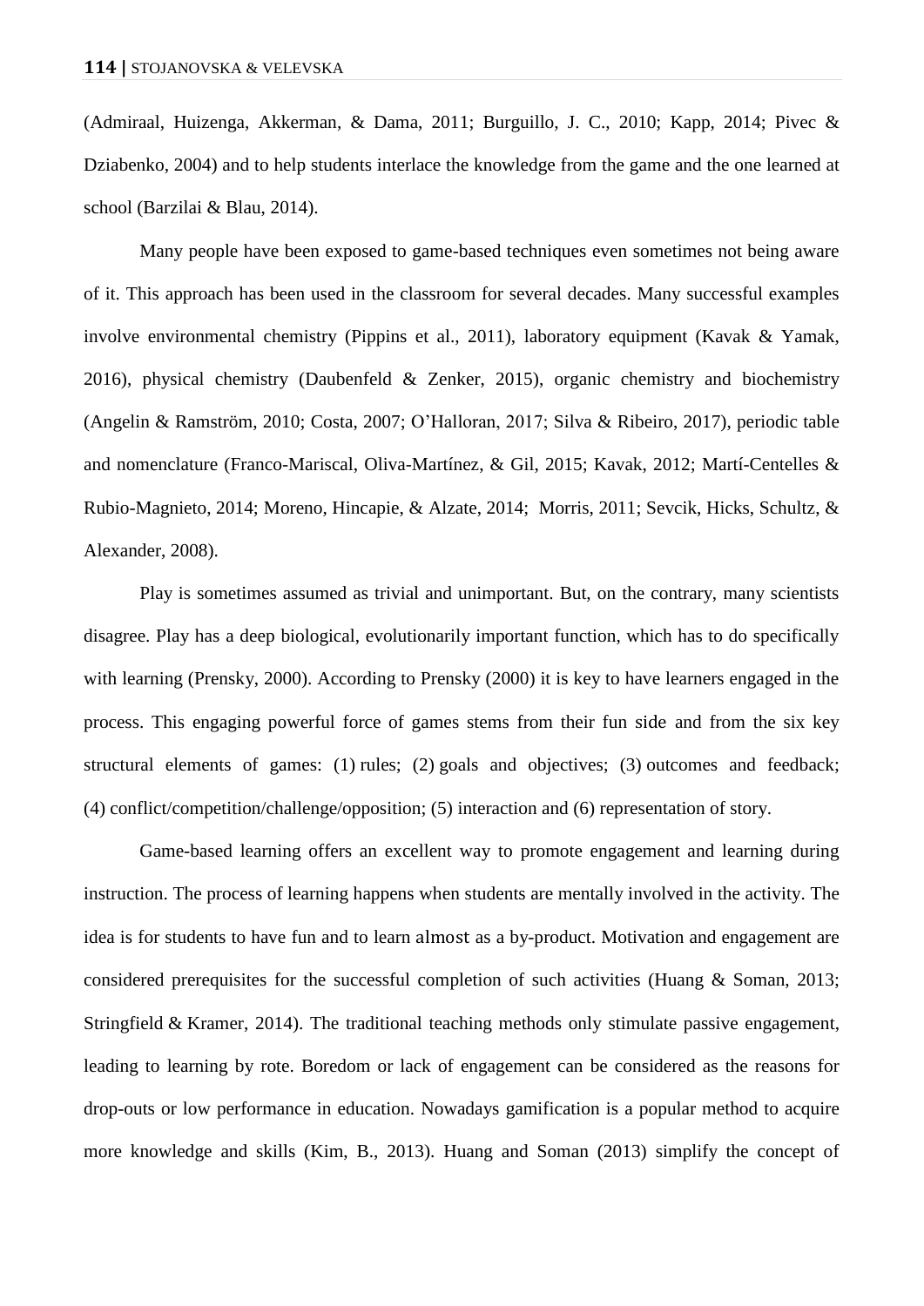(Admiraal, Huizenga, Akkerman, & Dama, 2011; Burguillo, J. C., 2010; Kapp, 2014; Pivec & Dziabenko, 2004) and to help students interlace the knowledge from the game and the one learned at school (Barzilai & Blau, 2014).

Many people have been exposed to game-based techniques even sometimes not being aware of it. This approach has been used in the classroom for several decades. Many successful examples involve environmental chemistry (Pippins et al., 2011), laboratory equipment (Kavak & Yamak, 2016), physical chemistry (Daubenfeld & Zenker, 2015), organic chemistry and biochemistry (Angelin & Ramström, 2010; Costa, 2007; O'Halloran, 2017; Silva & Ribeiro, 2017), periodic table and nomenclature (Franco-Mariscal, Oliva-Martínez, & Gil, 2015; Kavak, 2012; Martí-Centelles & Rubio-Magnieto, 2014; Moreno, Hincapie, & Alzate, 2014; Morris, 2011; Sevcik, Hicks, Schultz, & Alexander, 2008).

Play is sometimes assumed as trivial and unimportant. But, on the contrary, many scientists disagree. Play has a deep biological, evolutionarily important function, which has to do specifically with learning (Prensky, 2000). According to Prensky (2000) it is key to have learners engaged in the process. This engaging powerful force of games stems from their fun side and from the six key structural elements of games: (1) rules; (2) goals and objectives; (3) outcomes and feedback; (4) conflict/competition/challenge/opposition; (5) interaction and (6) representation of story.

Game-based learning offers an excellent way to promote engagement and learning during instruction. The process of learning happens when students are mentally involved in the activity. The idea is for students to have fun and to learn almost as a by-product. Motivation and engagement are considered prerequisites for the successful completion of such activities (Huang & Soman, 2013; Stringfield & Kramer, 2014). The traditional teaching methods only stimulate passive engagement, leading to learning by rote. Boredom or lack of engagement can be considered as the reasons for drop-outs or low performance in education. Nowadays gamification is a popular method to acquire more knowledge and skills (Kim, B., 2013). Huang and Soman (2013) simplify the concept of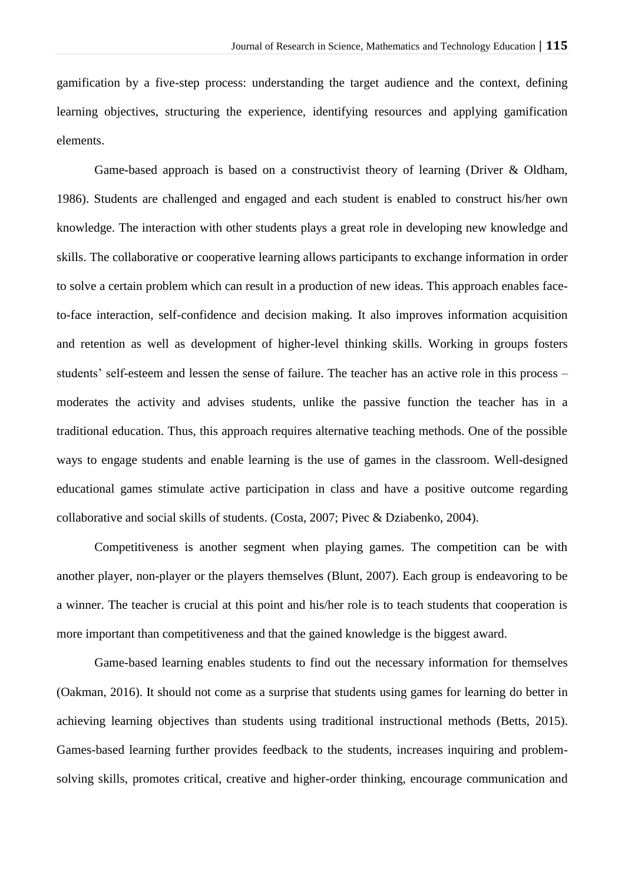gamification by a five-step process: understanding the target audience and the context, defining learning objectives, structuring the experience, identifying resources and applying gamification elements.

Game-based approach is based on a constructivist theory of learning (Driver & Oldham, 1986). Students are challenged and engaged and each student is enabled to construct his/her own knowledge. The interaction with other students plays a great role in developing new knowledge and skills. The collaborative or cooperative learning allows participants to exchange information in order to solve a certain problem which can result in a production of new ideas. This approach enables face-to-face interaction, self-confidence and decision making. It also improves information acquisition and retention as well as development of higher-level thinking skills. Working in groups fosters students' self-esteem and lessen the sense of failure. The teacher has an active role in this process – moderates the activity and advises students, unlike the passive function the teacher has in a traditional education. Thus, this approach requires alternative teaching methods. One of the possible ways to engage students and enable learning is the use of games in the classroom. Well-designed educational games stimulate active participation in class and have a positive outcome regarding collaborative and social skills of students. (Costa, 2007; Pivec & Dziabenko, 2004).

Competitiveness is another segment when playing games. The competition can be with another player, non-player or the players themselves (Blunt, 2007). Each group is endeavoring to be a winner. The teacher is crucial at this point and his/her role is to teach students that cooperation is more important than competitiveness and that the gained knowledge is the biggest award.

Game-based learning enables students to find out the necessary information for themselves (Oakman, 2016). It should not come as a surprise that students using games for learning do better in achieving learning objectives than students using traditional instructional methods (Betts, 2015). Games-based learning further provides feedback to the students, increases inquiring and problem-solving skills, promotes critical, creative and higher-order thinking, encourage communication and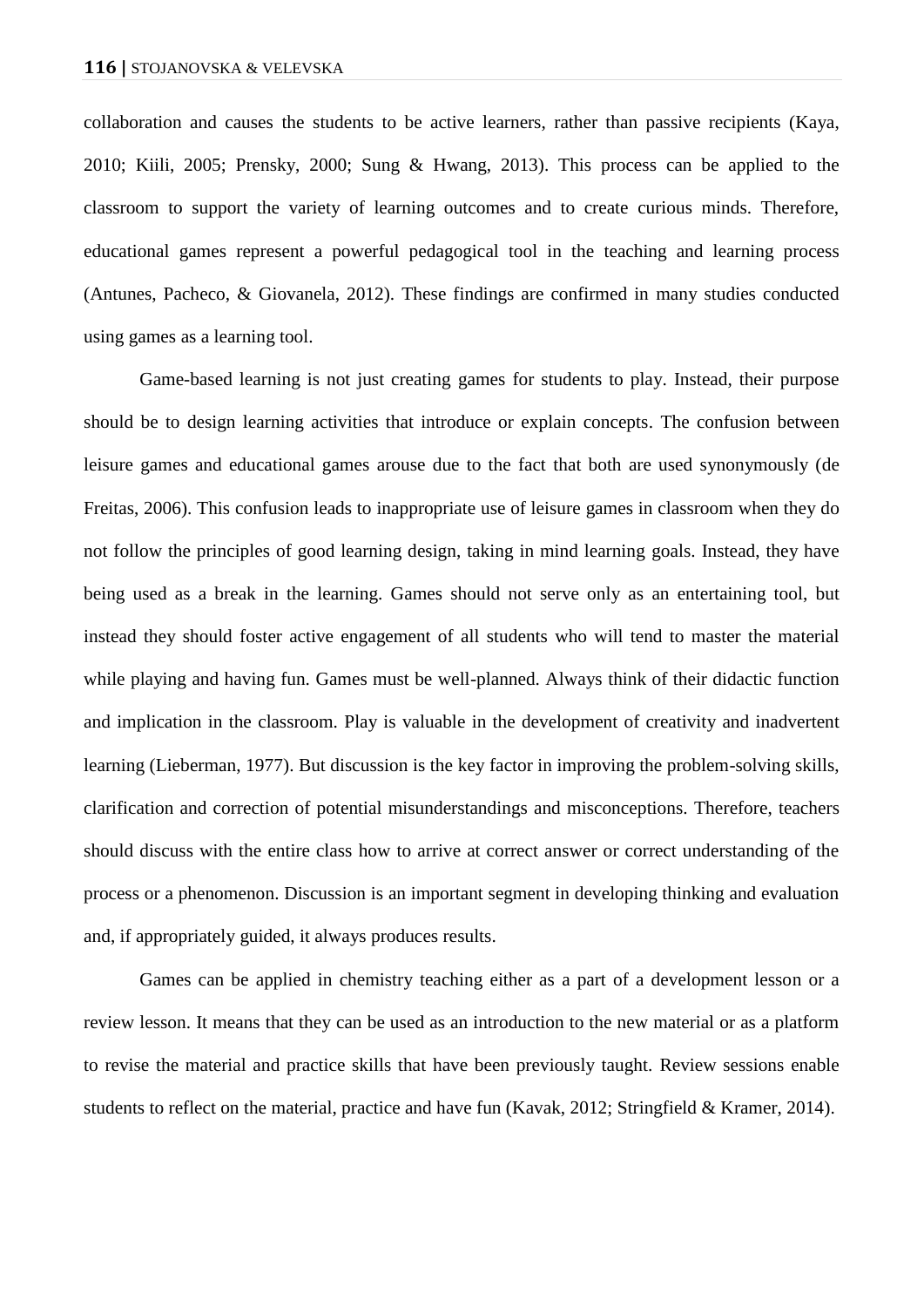collaboration and causes the students to be active learners, rather than passive recipients (Kaya, 2010; Kiili, 2005; Prensky, 2000; Sung & Hwang, 2013). This process can be applied to the classroom to support the variety of learning outcomes and to create curious minds. Therefore, educational games represent a powerful pedagogical tool in the teaching and learning process (Antunes, Pacheco, & Giovanela, 2012). These findings are confirmed in many studies conducted using games as a learning tool.

Game-based learning is not just creating games for students to play. Instead, their purpose should be to design learning activities that introduce or explain concepts. The confusion between leisure games and educational games arouse due to the fact that both are used synonymously (de Freitas, 2006). This confusion leads to inappropriate use of leisure games in classroom when they do not follow the principles of good learning design, taking in mind learning goals. Instead, they have being used as a break in the learning. Games should not serve only as an entertaining tool, but instead they should foster active engagement of all students who will tend to master the material while playing and having fun. Games must be well-planned. Always think of their didactic function and implication in the classroom. Play is valuable in the development of creativity and inadvertent learning (Lieberman, 1977). But discussion is the key factor in improving the problem-solving skills, clarification and correction of potential misunderstandings and misconceptions. Therefore, teachers should discuss with the entire class how to arrive at correct answer or correct understanding of the process or a phenomenon. Discussion is an important segment in developing thinking and evaluation and, if appropriately guided, it always produces results.

Games can be applied in chemistry teaching either as a part of a development lesson or a review lesson. It means that they can be used as an introduction to the new material or as a platform to revise the material and practice skills that have been previously taught. Review sessions enable students to reflect on the material, practice and have fun (Kavak, 2012; Stringfield & Kramer, 2014).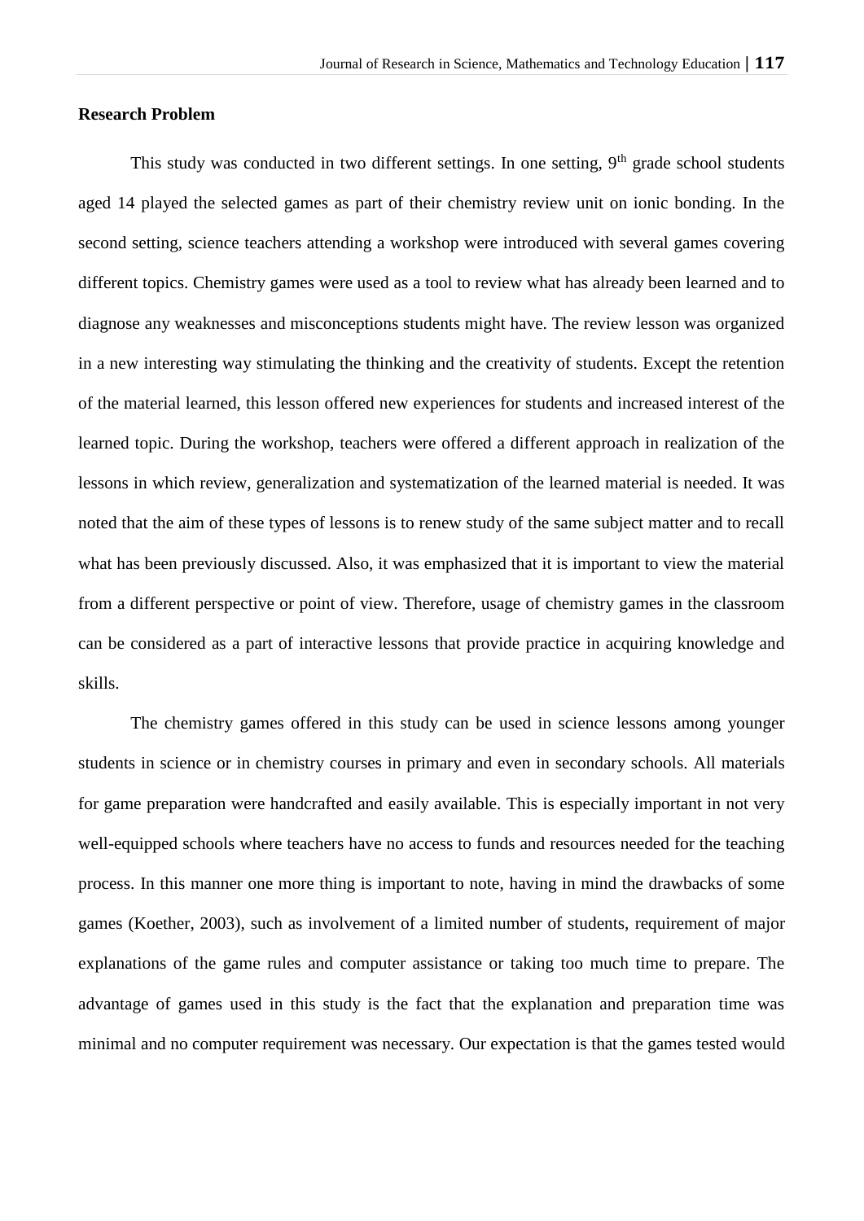**Research Problem**

This study was conducted in two different settings. In one setting, 9th grade school students aged 14 played the selected games as part of their chemistry review unit on ionic bonding. In the second setting, science teachers attending a workshop were introduced with several games covering different topics. Chemistry games were used as a tool to review what has already been learned and to diagnose any weaknesses and misconceptions students might have. The review lesson was organized in a new interesting way stimulating the thinking and the creativity of students. Except the retention of the material learned, this lesson offered new experiences for students and increased interest of the learned topic. During the workshop, teachers were offered a different approach in realization of the lessons in which review, generalization and systematization of the learned material is needed. It was noted that the aim of these types of lessons is to renew study of the same subject matter and to recall what has been previously discussed. Also, it was emphasized that it is important to view the material from a different perspective or point of view. Therefore, usage of chemistry games in the classroom can be considered as a part of interactive lessons that provide practice in acquiring knowledge and skills.

The chemistry games offered in this study can be used in science lessons among younger students in science or in chemistry courses in primary and even in secondary schools. All materials for game preparation were handcrafted and easily available. This is especially important in not very well-equipped schools where teachers have no access to funds and resources needed for the teaching process. In this manner one more thing is important to note, having in mind the drawbacks of some games (Koether, 2003), such as involvement of a limited number of students, requirement of major explanations of the game rules and computer assistance or taking too much time to prepare. The advantage of games used in this study is the fact that the explanation and preparation time was minimal and no computer requirement was necessary. Our expectation is that the games tested would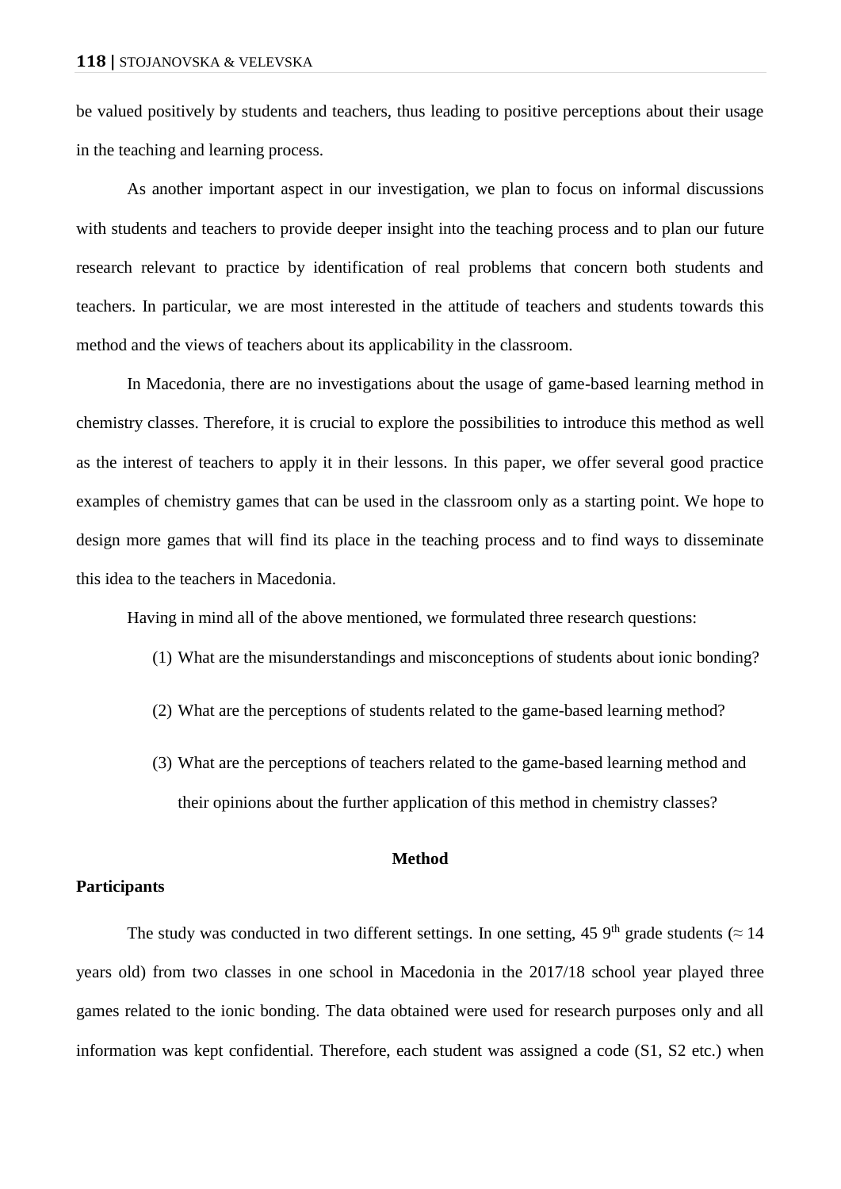be valued positively by students and teachers, thus leading to positive perceptions about their usage in the teaching and learning process.

As another important aspect in our investigation, we plan to focus on informal discussions with students and teachers to provide deeper insight into the teaching process and to plan our future research relevant to practice by identification of real problems that concern both students and teachers. In particular, we are most interested in the attitude of teachers and students towards this method and the views of teachers about its applicability in the classroom.

In Macedonia, there are no investigations about the usage of game-based learning method in chemistry classes. Therefore, it is crucial to explore the possibilities to introduce this method as well as the interest of teachers to apply it in their lessons. In this paper, we offer several good practice examples of chemistry games that can be used in the classroom only as a starting point. We hope to design more games that will find its place in the teaching process and to find ways to disseminate this idea to the teachers in Macedonia.

Having in mind all of the above mentioned, we formulated three research questions:

(1) What are the misunderstandings and misconceptions of students about ionic bonding?

(2) What are the perceptions of students related to the game-based learning method?

(3) What are the perceptions of teachers related to the game-based learning method and their opinions about the further application of this method in chemistry classes?

## Method

### Participants

The study was conducted in two different settings. In one setting, 45 $9^{th}$ grade students ($\approx$ 14 years old) from two classes in one school in Macedonia in the 2017/18 school year played three games related to the ionic bonding. The data obtained were used for research purposes only and all information was kept confidential. Therefore, each student was assigned a code (S1, S2 etc.) when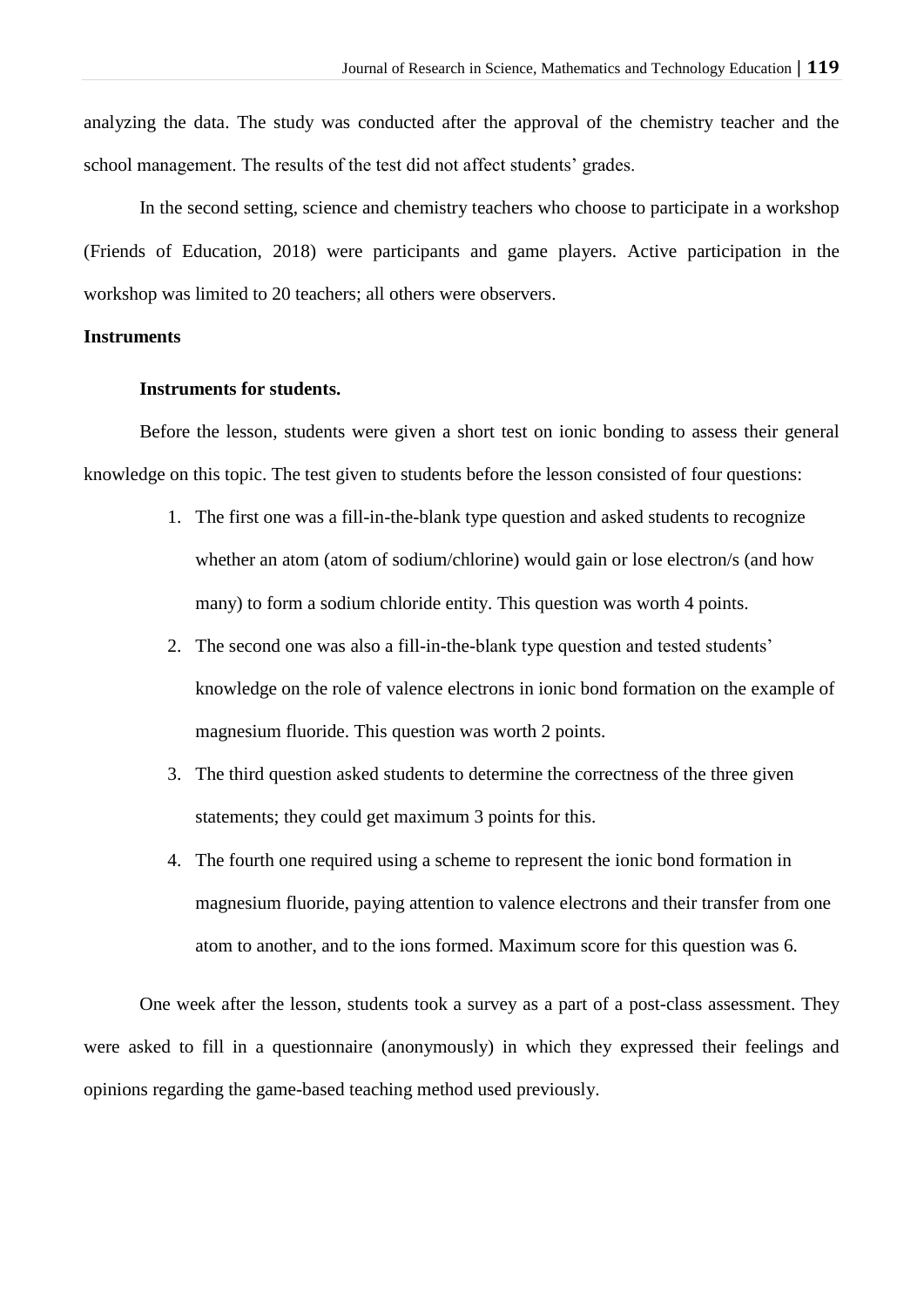analyzing the data. The study was conducted after the approval of the chemistry teacher and the school management. The results of the test did not affect students' grades.

In the second setting, science and chemistry teachers who choose to participate in a workshop (Friends of Education, 2018) were participants and game players. Active participation in the workshop was limited to 20 teachers; all others were observers.

## Instruments

### Instruments for students.

Before the lesson, students were given a short test on ionic bonding to assess their general knowledge on this topic. The test given to students before the lesson consisted of four questions:

1. The first one was a fill-in-the-blank type question and asked students to recognize whether an atom (atom of sodium/chlorine) would gain or lose electron/s (and how many) to form a sodium chloride entity. This question was worth 4 points.
2. The second one was also a fill-in-the-blank type question and tested students' knowledge on the role of valence electrons in ionic bond formation on the example of magnesium fluoride. This question was worth 2 points.
3. The third question asked students to determine the correctness of the three given statements; they could get maximum 3 points for this.
4. The fourth one required using a scheme to represent the ionic bond formation in magnesium fluoride, paying attention to valence electrons and their transfer from one atom to another, and to the ions formed. Maximum score for this question was 6.

One week after the lesson, students took a survey as a part of a post-class assessment. They were asked to fill in a questionnaire (anonymously) in which they expressed their feelings and opinions regarding the game-based teaching method used previously.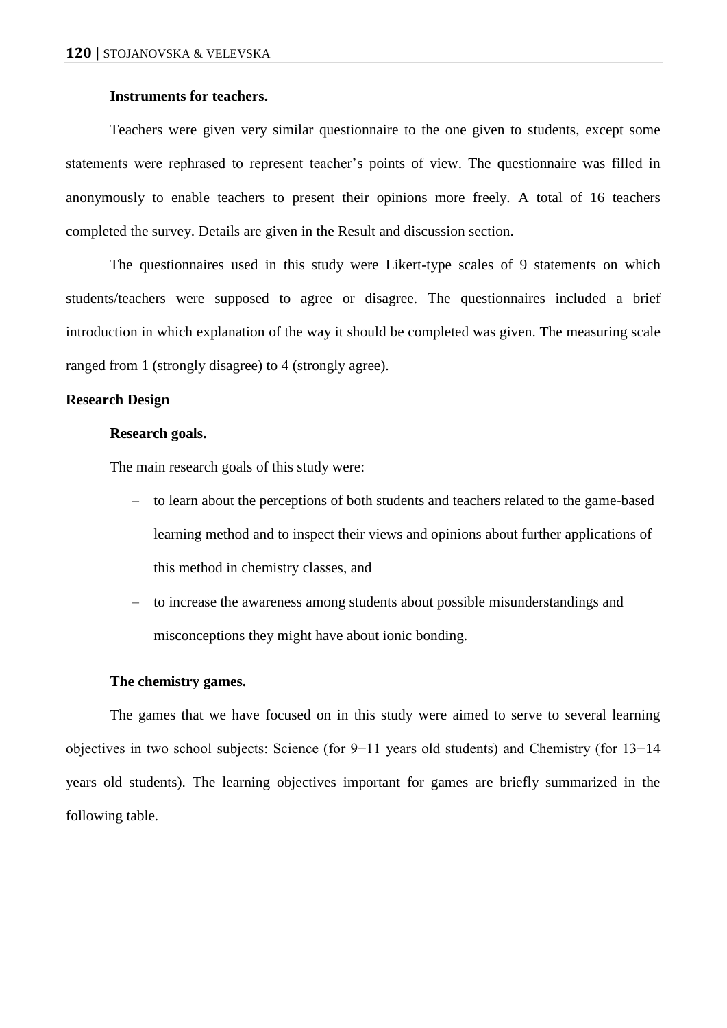### Instruments for teachers.

Teachers were given very similar questionnaire to the one given to students, except some statements were rephrased to represent teacher's points of view. The questionnaire was filled in anonymously to enable teachers to present their opinions more freely. A total of 16 teachers completed the survey. Details are given in the Result and discussion section.

The questionnaires used in this study were Likert-type scales of 9 statements on which students/teachers were supposed to agree or disagree. The questionnaires included a brief introduction in which explanation of the way it should be completed was given. The measuring scale ranged from 1 (strongly disagree) to 4 (strongly agree).

## Research Design

### Research goals.

The main research goals of this study were:

- to learn about the perceptions of both students and teachers related to the game-based learning method and to inspect their views and opinions about further applications of this method in chemistry classes, and
- to increase the awareness among students about possible misunderstandings and misconceptions they might have about ionic bonding.

### The chemistry games.

The games that we have focused on in this study were aimed to serve to several learning objectives in two school subjects: Science (for 9−11 years old students) and Chemistry (for 13−14 years old students). The learning objectives important for games are briefly summarized in the following table.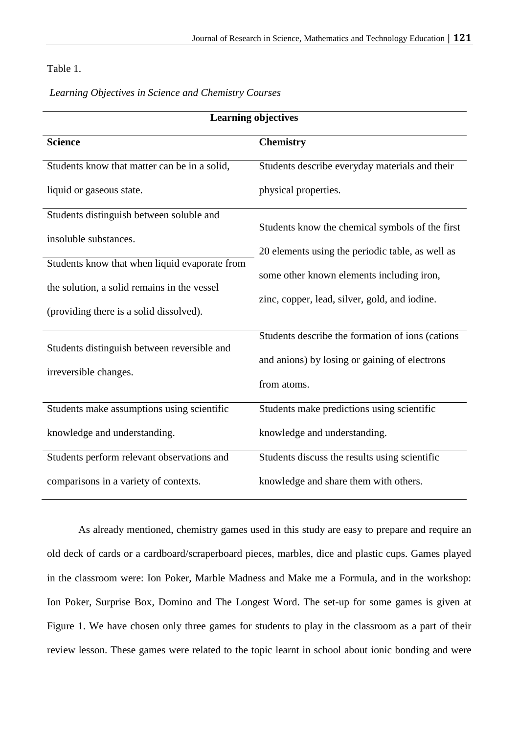Table 1.

*Learning Objectives in Science and Chemistry Courses*

| Learning objectives | |
|---|---|
| **Science** | **Chemistry** |
| Students know that matter can be in a solid, liquid or gaseous state. | Students describe everyday materials and their physical properties. |
| Students distinguish between soluble and insoluble substances. | Students know the chemical symbols of the first 20 elements using the periodic table, as well as some other known elements including iron, zinc, copper, lead, silver, gold, and iodine. |
| Students know that when liquid evaporate from the solution, a solid remains in the vessel (providing there is a solid dissolved). | |
| Students distinguish between reversible and irreversible changes. | Students describe the formation of ions (cations and anions) by losing or gaining of electrons from atoms. |
| Students make assumptions using scientific knowledge and understanding. | Students make predictions using scientific knowledge and understanding. |
| Students perform relevant observations and comparisons in a variety of contexts. | Students discuss the results using scientific knowledge and share them with others. |

As already mentioned, chemistry games used in this study are easy to prepare and require an old deck of cards or a cardboard/scraperboard pieces, marbles, dice and plastic cups. Games played in the classroom were: Ion Poker, Marble Madness and Make me a Formula, and in the workshop: Ion Poker, Surprise Box, Domino and The Longest Word. The set-up for some games is given at Figure 1. We have chosen only three games for students to play in the classroom as a part of their review lesson. These games were related to the topic learnt in school about ionic bonding and were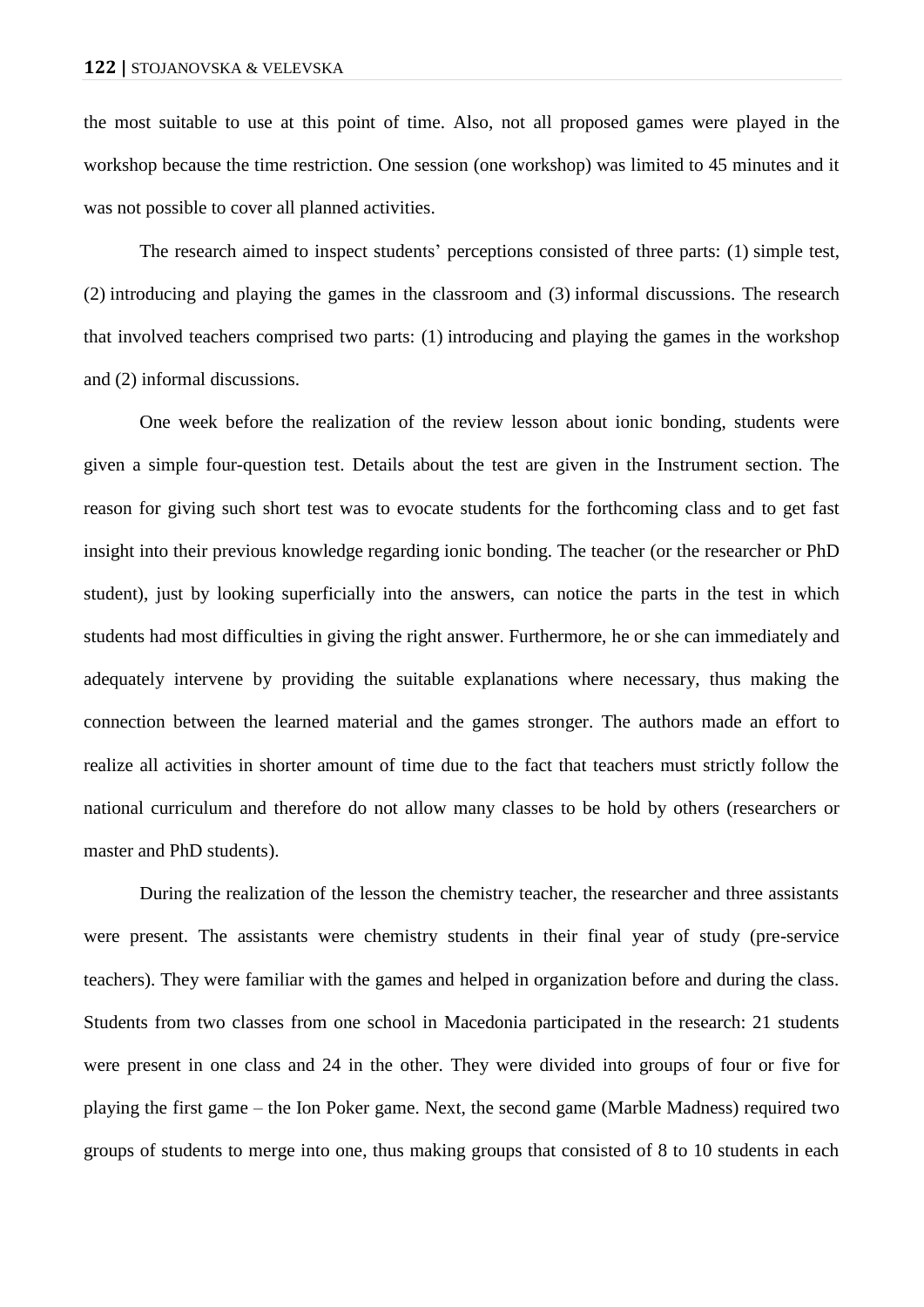the most suitable to use at this point of time. Also, not all proposed games were played in the workshop because the time restriction. One session (one workshop) was limited to 45 minutes and it was not possible to cover all planned activities.

The research aimed to inspect students' perceptions consisted of three parts: (1) simple test, (2) introducing and playing the games in the classroom and (3) informal discussions. The research that involved teachers comprised two parts: (1) introducing and playing the games in the workshop and (2) informal discussions.

One week before the realization of the review lesson about ionic bonding, students were given a simple four-question test. Details about the test are given in the Instrument section. The reason for giving such short test was to evocate students for the forthcoming class and to get fast insight into their previous knowledge regarding ionic bonding. The teacher (or the researcher or PhD student), just by looking superficially into the answers, can notice the parts in the test in which students had most difficulties in giving the right answer. Furthermore, he or she can immediately and adequately intervene by providing the suitable explanations where necessary, thus making the connection between the learned material and the games stronger. The authors made an effort to realize all activities in shorter amount of time due to the fact that teachers must strictly follow the national curriculum and therefore do not allow many classes to be hold by others (researchers or master and PhD students).

During the realization of the lesson the chemistry teacher, the researcher and three assistants were present. The assistants were chemistry students in their final year of study (pre-service teachers). They were familiar with the games and helped in organization before and during the class. Students from two classes from one school in Macedonia participated in the research: 21 students were present in one class and 24 in the other. They were divided into groups of four or five for playing the first game – the Ion Poker game. Next, the second game (Marble Madness) required two groups of students to merge into one, thus making groups that consisted of 8 to 10 students in each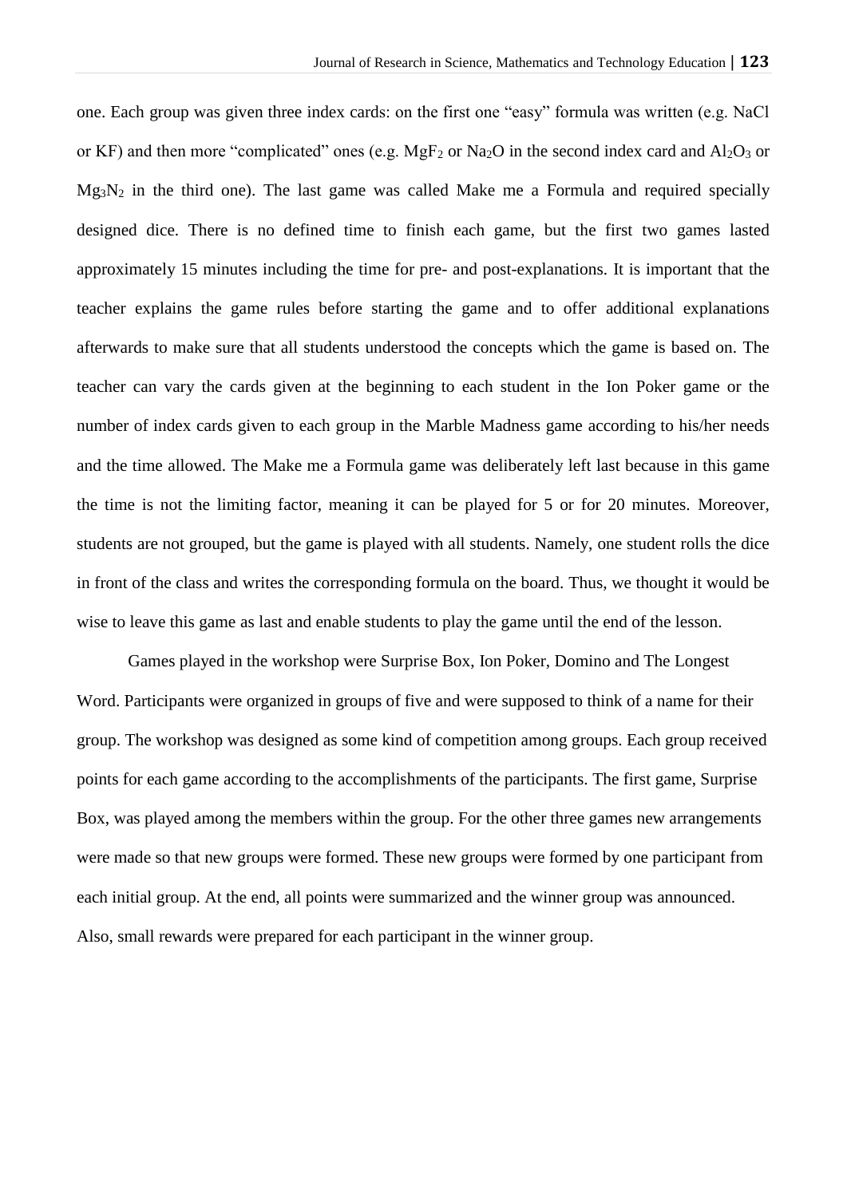one. Each group was given three index cards: on the first one "easy" formula was written (e.g. $NaCl$ or $KF$) and then more "complicated" ones (e.g. $MgF_2$ or $Na_2O$ in the second index card and $Al_2O_3$ or $Mg_3N_2$ in the third one). The last game was called Make me a Formula and required specially designed dice. There is no defined time to finish each game, but the first two games lasted approximately 15 minutes including the time for pre- and post-explanations. It is important that the teacher explains the game rules before starting the game and to offer additional explanations afterwards to make sure that all students understood the concepts which the game is based on. The teacher can vary the cards given at the beginning to each student in the Ion Poker game or the number of index cards given to each group in the Marble Madness game according to his/her needs and the time allowed. The Make me a Formula game was deliberately left last because in this game the time is not the limiting factor, meaning it can be played for 5 or for 20 minutes. Moreover, students are not grouped, but the game is played with all students. Namely, one student rolls the dice in front of the class and writes the corresponding formula on the board. Thus, we thought it would be wise to leave this game as last and enable students to play the game until the end of the lesson.

Games played in the workshop were Surprise Box, Ion Poker, Domino and The Longest Word. Participants were organized in groups of five and were supposed to think of a name for their group. The workshop was designed as some kind of competition among groups. Each group received points for each game according to the accomplishments of the participants. The first game, Surprise Box, was played among the members within the group. For the other three games new arrangements were made so that new groups were formed. These new groups were formed by one participant from each initial group. At the end, all points were summarized and the winner group was announced. Also, small rewards were prepared for each participant in the winner group.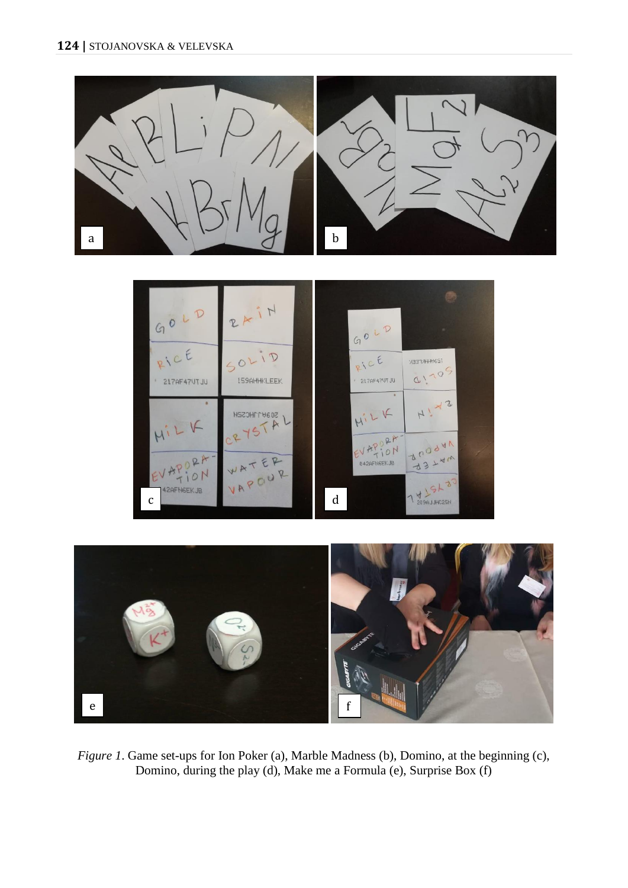*Figure 1*. Game set-ups for Ion Poker (a), Marble Madness (b), Domino, at the beginning (c), Domino, during the play (d), Make me a Formula (e), Surprise Box (f)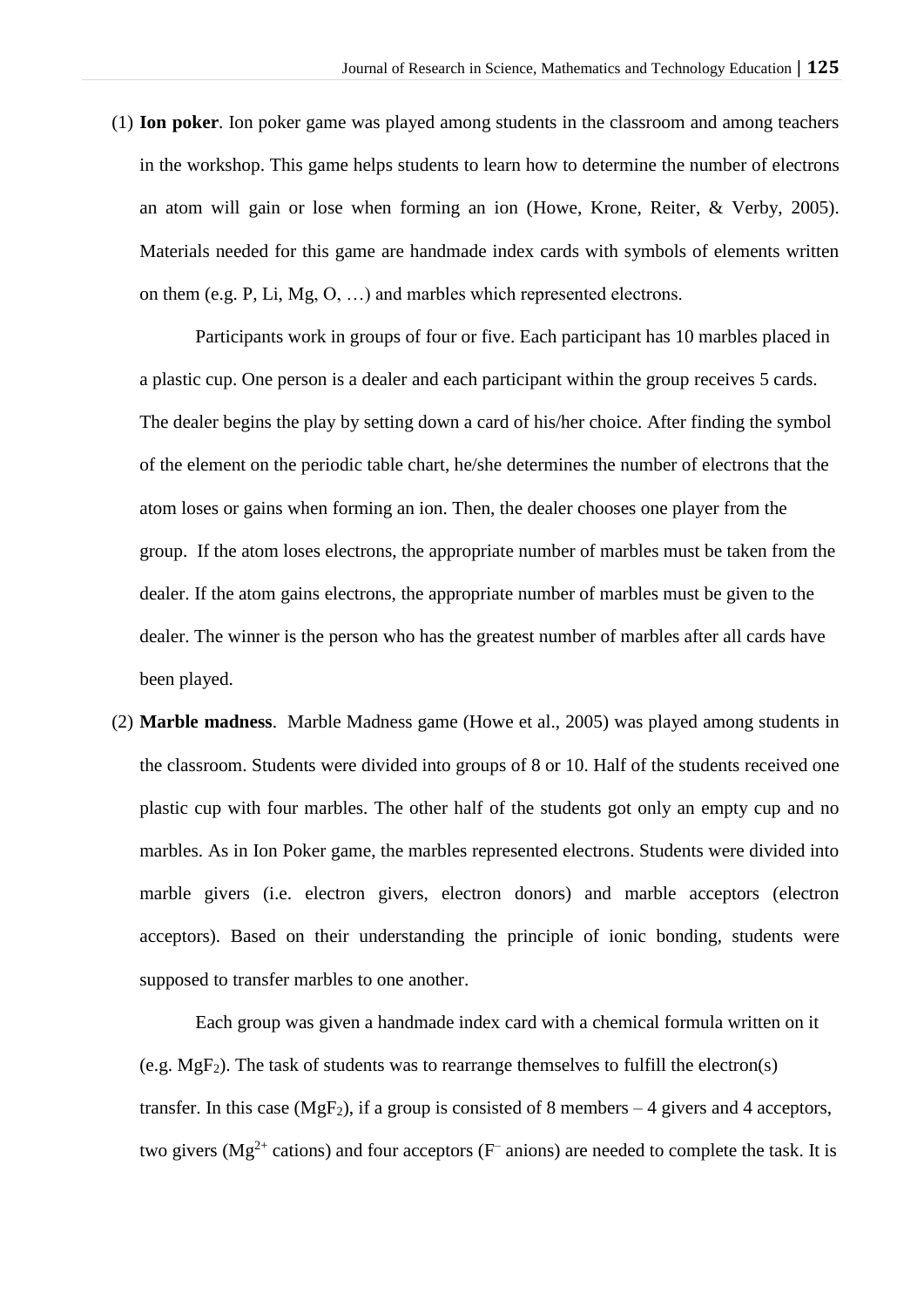(1) **Ion poker**. Ion poker game was played among students in the classroom and among teachers in the workshop. This game helps students to learn how to determine the number of electrons an atom will gain or lose when forming an ion (Howe, Krone, Reiter, & Verby, 2005). Materials needed for this game are handmade index cards with symbols of elements written on them (e.g. P, Li, Mg, O, …) and marbles which represented electrons.

    Participants work in groups of four or five. Each participant has 10 marbles placed in a plastic cup. One person is a dealer and each participant within the group receives 5 cards. The dealer begins the play by setting down a card of his/her choice. After finding the symbol of the element on the periodic table chart, he/she determines the number of electrons that the atom loses or gains when forming an ion. Then, the dealer chooses one player from the group. If the atom loses electrons, the appropriate number of marbles must be taken from the dealer. If the atom gains electrons, the appropriate number of marbles must be given to the dealer. The winner is the person who has the greatest number of marbles after all cards have been played.

(2) **Marble madness**. Marble Madness game (Howe et al., 2005) was played among students in the classroom. Students were divided into groups of 8 or 10. Half of the students received one plastic cup with four marbles. The other half of the students got only an empty cup and no marbles. As in Ion Poker game, the marbles represented electrons. Students were divided into marble givers (i.e. electron givers, electron donors) and marble acceptors (electron acceptors). Based on their understanding the principle of ionic bonding, students were supposed to transfer marbles to one another.

    Each group was given a handmade index card with a chemical formula written on it (e.g. $MgF_2$). The task of students was to rearrange themselves to fulfill the electron(s) transfer. In this case ($MgF_2$), if a group is consisted of 8 members – 4 givers and 4 acceptors, two givers ($Mg^{2+}$ cations) and four acceptors ($F^{-}$ anions) are needed to complete the task. It is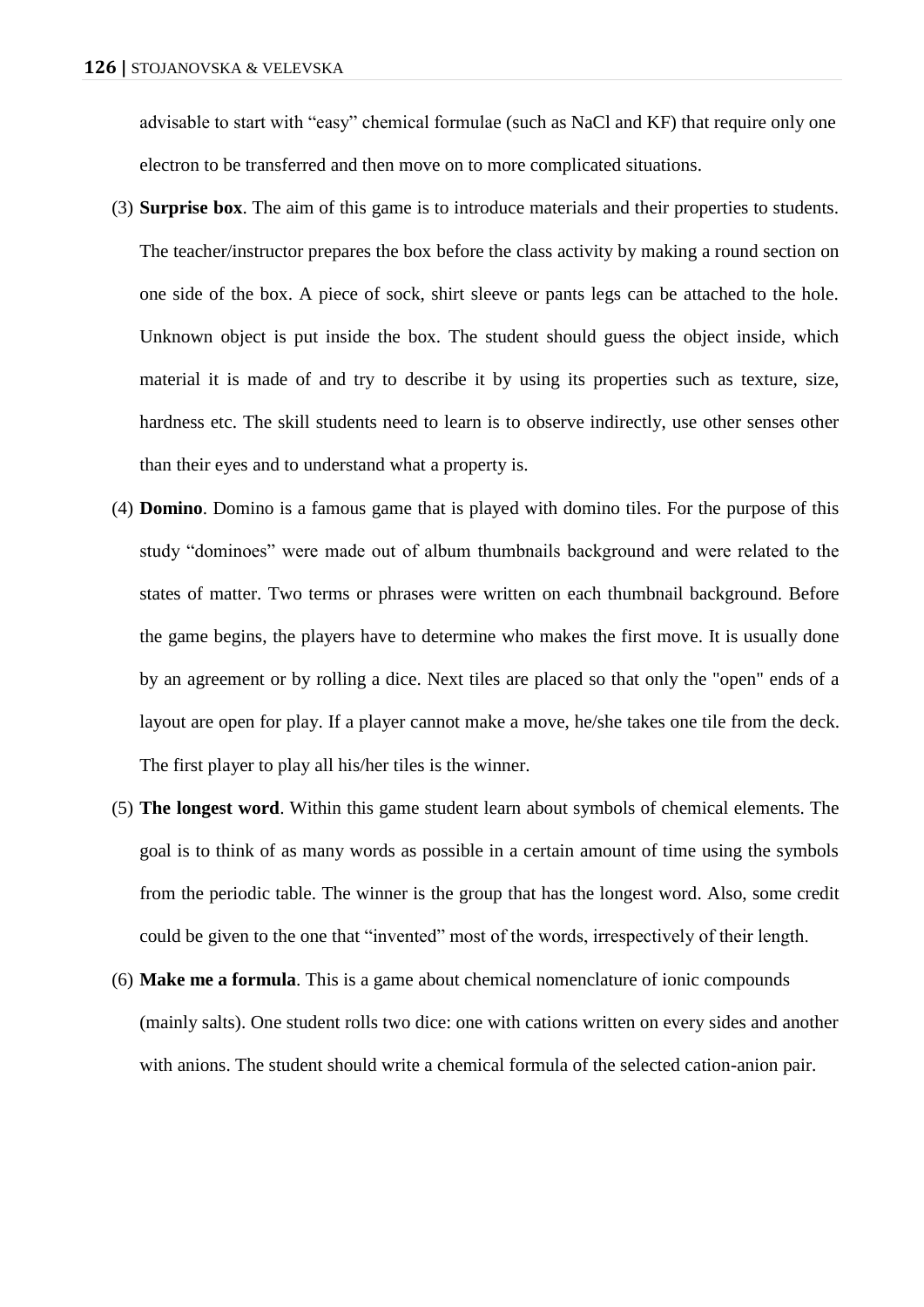advisable to start with “easy” chemical formulae (such as $NaCl$ and $KF$) that require only one electron to be transferred and then move on to more complicated situations.

(3) **Surprise box**. The aim of this game is to introduce materials and their properties to students. The teacher/instructor prepares the box before the class activity by making a round section on one side of the box. A piece of sock, shirt sleeve or pants legs can be attached to the hole. Unknown object is put inside the box. The student should guess the object inside, which material it is made of and try to describe it by using its properties such as texture, size, hardness etc. The skill students need to learn is to observe indirectly, use other senses other than their eyes and to understand what a property is.

(4) **Domino**. Domino is a famous game that is played with domino tiles. For the purpose of this study “dominoes” were made out of album thumbnails background and were related to the states of matter. Two terms or phrases were written on each thumbnail background. Before the game begins, the players have to determine who makes the first move. It is usually done by an agreement or by rolling a dice. Next tiles are placed so that only the "open" ends of a layout are open for play. If a player cannot make a move, he/she takes one tile from the deck. The first player to play all his/her tiles is the winner.

(5) **The longest word**. Within this game student learn about symbols of chemical elements. The goal is to think of as many words as possible in a certain amount of time using the symbols from the periodic table. The winner is the group that has the longest word. Also, some credit could be given to the one that “invented” most of the words, irrespectively of their length.

(6) **Make me a formula**. This is a game about chemical nomenclature of ionic compounds (mainly salts). One student rolls two dice: one with cations written on every sides and another with anions. The student should write a chemical formula of the selected cation-anion pair.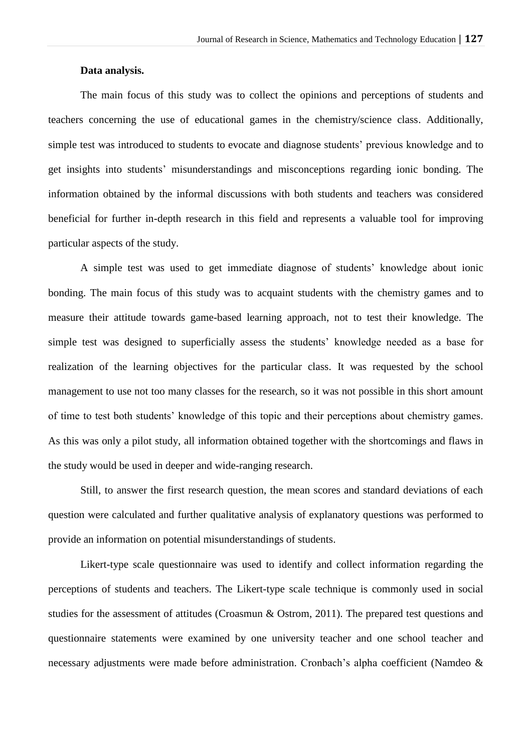**Data analysis.**

The main focus of this study was to collect the opinions and perceptions of students and teachers concerning the use of educational games in the chemistry/science class. Additionally, simple test was introduced to students to evocate and diagnose students' previous knowledge and to get insights into students' misunderstandings and misconceptions regarding ionic bonding. The information obtained by the informal discussions with both students and teachers was considered beneficial for further in-depth research in this field and represents a valuable tool for improving particular aspects of the study.

A simple test was used to get immediate diagnose of students' knowledge about ionic bonding. The main focus of this study was to acquaint students with the chemistry games and to measure their attitude towards game-based learning approach, not to test their knowledge. The simple test was designed to superficially assess the students' knowledge needed as a base for realization of the learning objectives for the particular class. It was requested by the school management to use not too many classes for the research, so it was not possible in this short amount of time to test both students' knowledge of this topic and their perceptions about chemistry games. As this was only a pilot study, all information obtained together with the shortcomings and flaws in the study would be used in deeper and wide-ranging research.

Still, to answer the first research question, the mean scores and standard deviations of each question were calculated and further qualitative analysis of explanatory questions was performed to provide an information on potential misunderstandings of students.

Likert-type scale questionnaire was used to identify and collect information regarding the perceptions of students and teachers. The Likert-type scale technique is commonly used in social studies for the assessment of attitudes (Croasmun & Ostrom, 2011). The prepared test questions and questionnaire statements were examined by one university teacher and one school teacher and necessary adjustments were made before administration. Cronbach's alpha coefficient (Namdeo &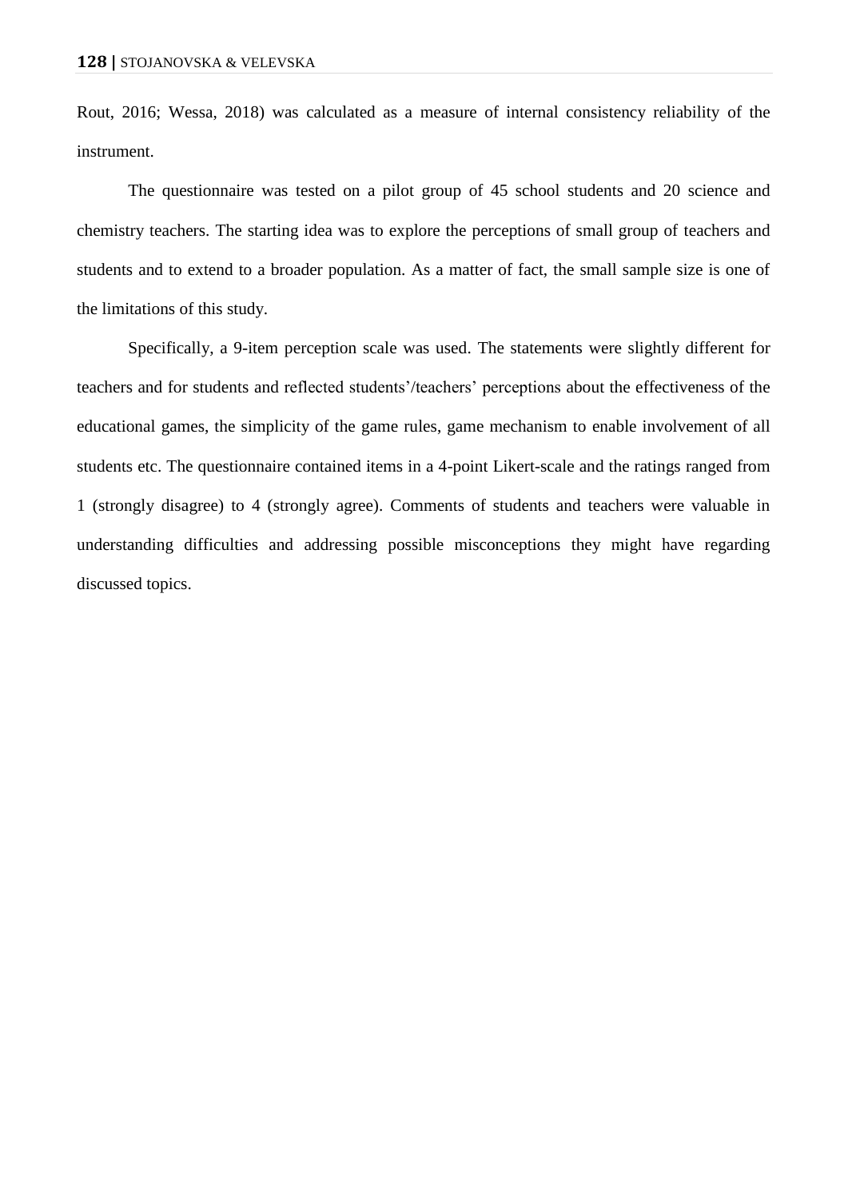Rout, 2016; Wessa, 2018) was calculated as a measure of internal consistency reliability of the instrument.

The questionnaire was tested on a pilot group of 45 school students and 20 science and chemistry teachers. The starting idea was to explore the perceptions of small group of teachers and students and to extend to a broader population. As a matter of fact, the small sample size is one of the limitations of this study.

Specifically, a 9-item perception scale was used. The statements were slightly different for teachers and for students and reflected students'/teachers' perceptions about the effectiveness of the educational games, the simplicity of the game rules, game mechanism to enable involvement of all students etc. The questionnaire contained items in a 4-point Likert-scale and the ratings ranged from 1 (strongly disagree) to 4 (strongly agree). Comments of students and teachers were valuable in understanding difficulties and addressing possible misconceptions they might have regarding discussed topics.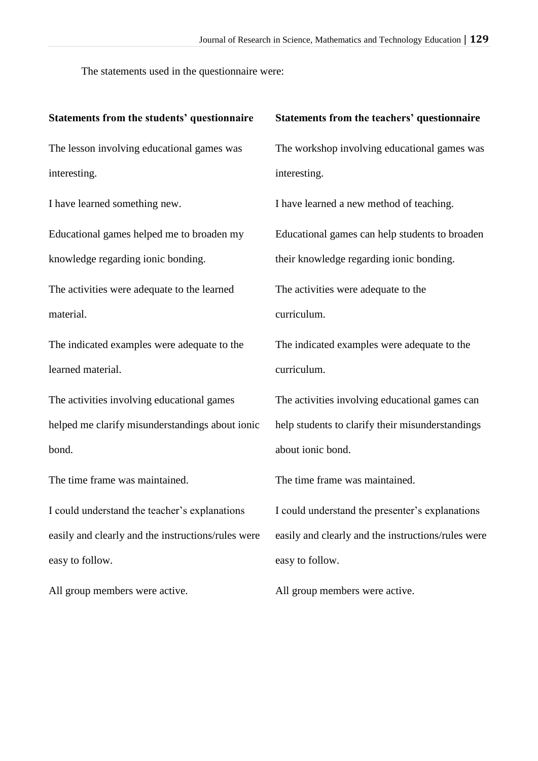The statements used in the questionnaire were:

| Statements from the students' questionnaire | Statements from the teachers' questionnaire |
| --- | --- |
| The lesson involving educational games was interesting. | The workshop involving educational games was interesting. |
| I have learned something new. | I have learned a new method of teaching. |
| Educational games helped me to broaden my knowledge regarding ionic bonding. | Educational games can help students to broaden their knowledge regarding ionic bonding. |
| The activities were adequate to the learned material. | The activities were adequate to the curriculum. |
| The indicated examples were adequate to the learned material. | The indicated examples were adequate to the curriculum. |
| The activities involving educational games helped me clarify misunderstandings about ionic bond. | The activities involving educational games can help students to clarify their misunderstandings about ionic bond. |
| The time frame was maintained. | The time frame was maintained. |
| I could understand the teacher's explanations easily and clearly and the instructions/rules were easy to follow. | I could understand the presenter's explanations easily and clearly and the instructions/rules were easy to follow. |
| All group members were active. | All group members were active. |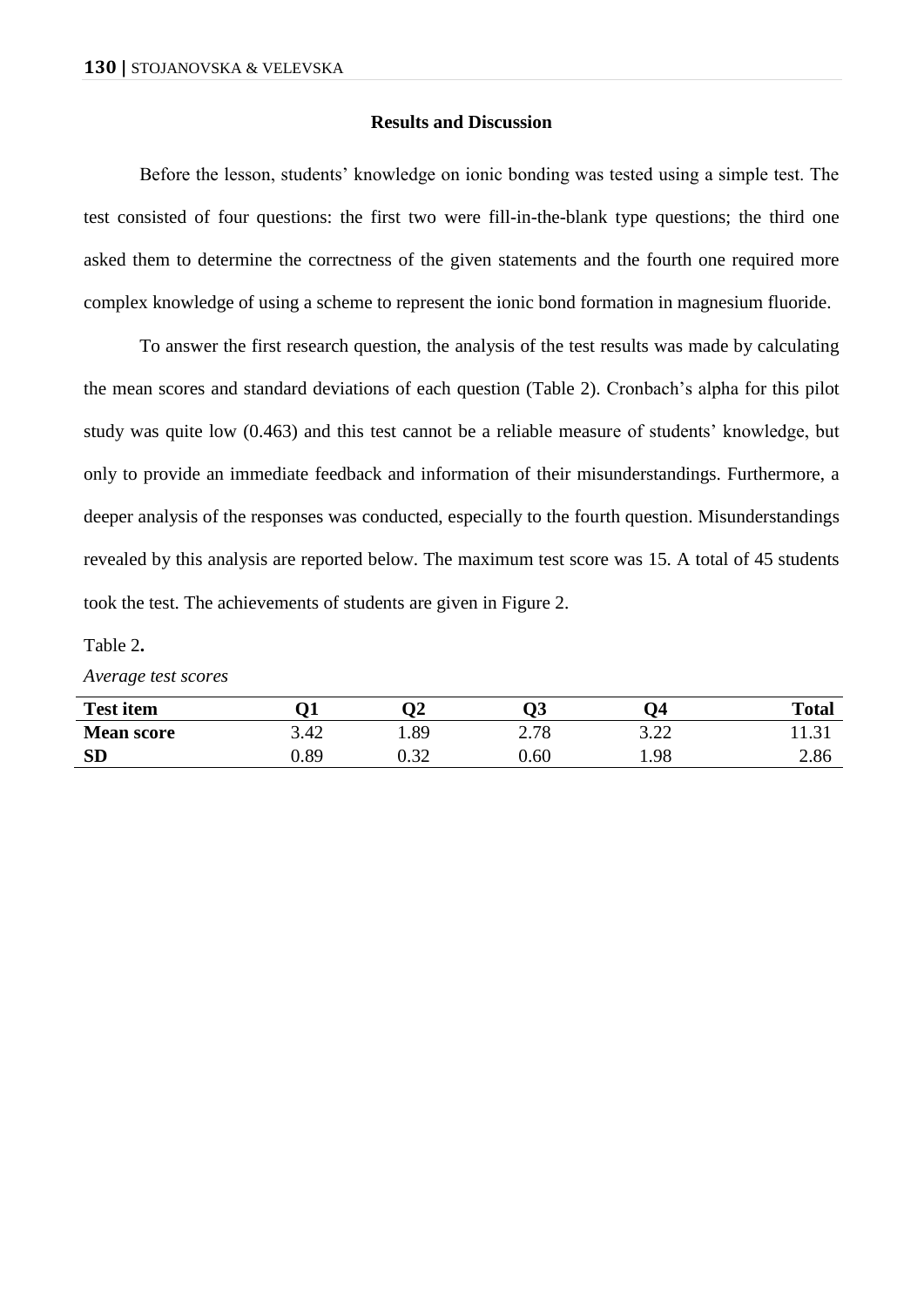## Results and Discussion

Before the lesson, students' knowledge on ionic bonding was tested using a simple test. The test consisted of four questions: the first two were fill-in-the-blank type questions; the third one asked them to determine the correctness of the given statements and the fourth one required more complex knowledge of using a scheme to represent the ionic bond formation in magnesium fluoride.

To answer the first research question, the analysis of the test results was made by calculating the mean scores and standard deviations of each question (Table 2). Cronbach's alpha for this pilot study was quite low (0.463) and this test cannot be a reliable measure of students' knowledge, but only to provide an immediate feedback and information of their misunderstandings. Furthermore, a deeper analysis of the responses was conducted, especially to the fourth question. Misunderstandings revealed by this analysis are reported below. The maximum test score was 15. A total of 45 students took the test. The achievements of students are given in Figure 2.

Table 2**.**

*Average test scores*

| **Test item** | **Q1** | **Q2** | **Q3** | **Q4** | **Total** |
|---|---|---|---|---|---|
| **Mean score** | 3.42 | 1.89 | 2.78 | 3.22 | 11.31 |
| **SD** | 0.89 | 0.32 | 0.60 | 1.98 | 2.86 |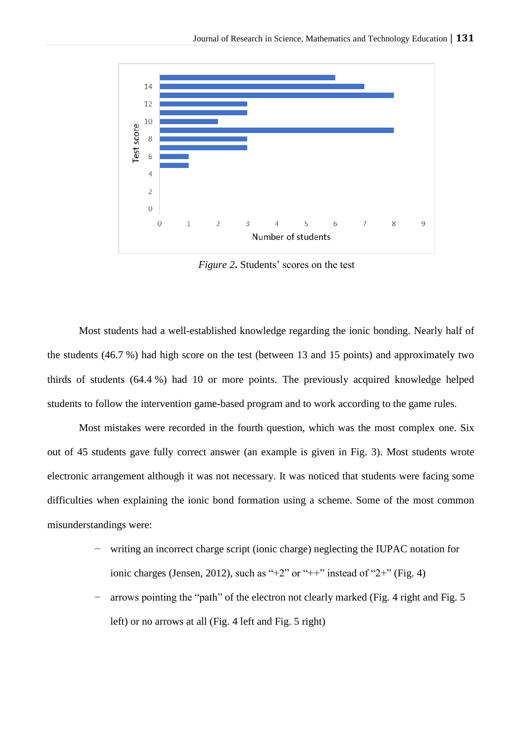Figure 2. Students' scores on the test

Most students had a well-established knowledge regarding the ionic bonding. Nearly half of the students (46.7 %) had high score on the test (between 13 and 15 points) and approximately two thirds of students (64.4 %) had 10 or more points. The previously acquired knowledge helped students to follow the intervention game-based program and to work according to the game rules.

Most mistakes were recorded in the fourth question, which was the most complex one. Six out of 45 students gave fully correct answer (an example is given in Fig. 3). Most students wrote electronic arrangement although it was not necessary. It was noticed that students were facing some difficulties when explaining the ionic bond formation using a scheme. Some of the most common misunderstandings were:

- writing an incorrect charge script (ionic charge) neglecting the IUPAC notation for ionic charges (Jensen, 2012), such as "+2" or "++" instead of "2+" (Fig. 4)
- arrows pointing the "path" of the electron not clearly marked (Fig. 4 right and Fig. 5 left) or no arrows at all (Fig. 4 left and Fig. 5 right)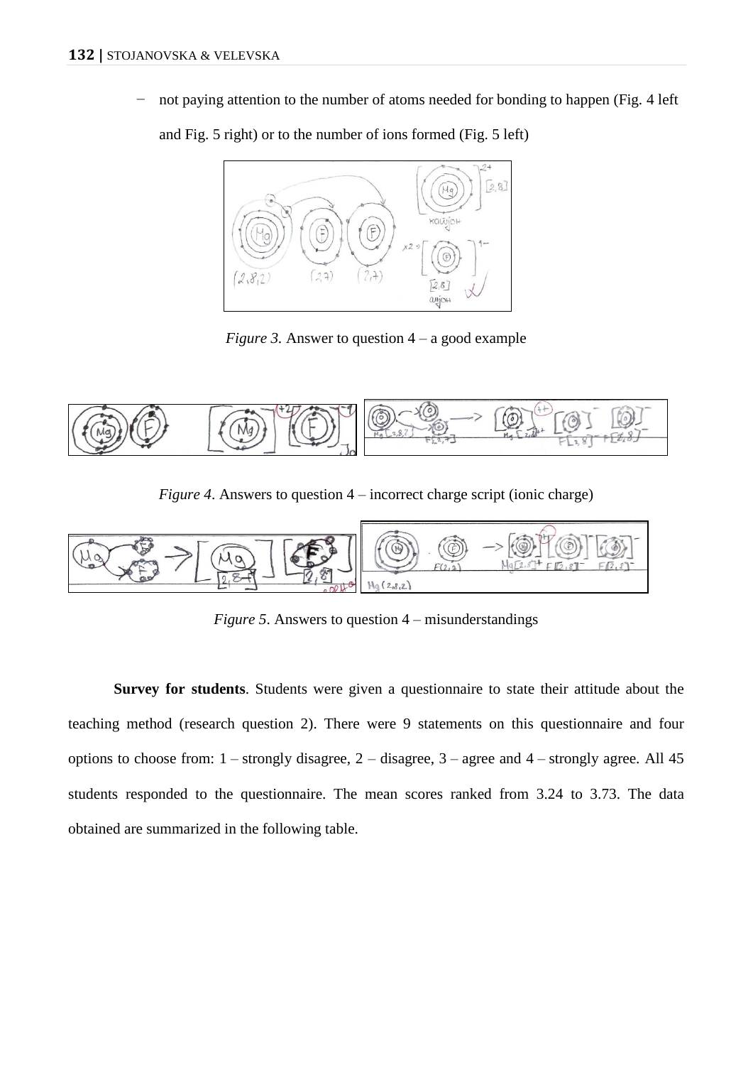- not paying attention to the number of atoms needed for bonding to happen (Fig. 4 left and Fig. 5 right) or to the number of ions formed (Fig. 5 left)

*Figure 3*. Answer to question 4 – a good example

*Figure 4*. Answers to question 4 – incorrect charge script (ionic charge)

*Figure 5*. Answers to question 4 – misunderstandings

**Survey for students**. Students were given a questionnaire to state their attitude about the teaching method (research question 2). There were 9 statements on this questionnaire and four options to choose from: 1 – strongly disagree, 2 – disagree, 3 – agree and 4 – strongly agree. All 45 students responded to the questionnaire. The mean scores ranked from 3.24 to 3.73. The data obtained are summarized in the following table.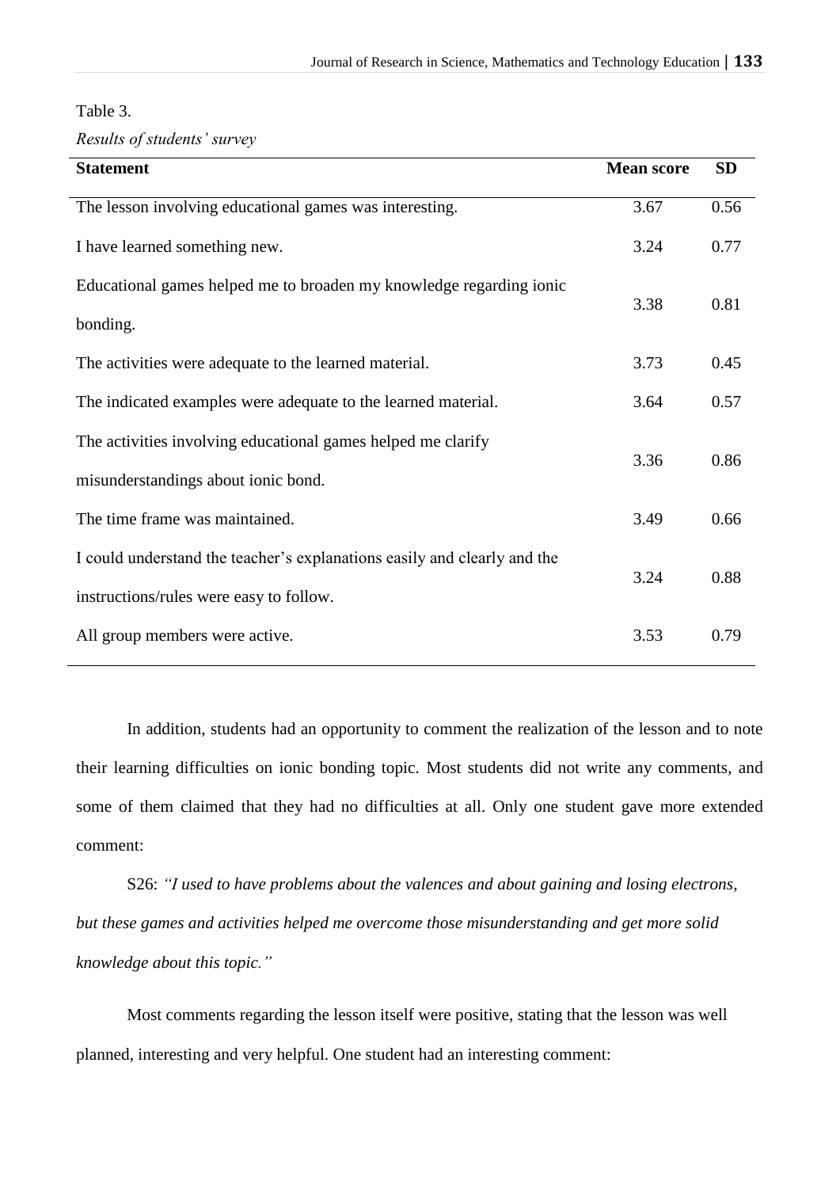Table 3.

*Results of students' survey*

| Statement | Mean score | SD |
| --- | --- | --- |
| The lesson involving educational games was interesting. | 3.67 | 0.56 |
| I have learned something new. | 3.24 | 0.77 |
| Educational games helped me to broaden my knowledge regarding ionic bonding. | 3.38 | 0.81 |
| The activities were adequate to the learned material. | 3.73 | 0.45 |
| The indicated examples were adequate to the learned material. | 3.64 | 0.57 |
| The activities involving educational games helped me clarify misunderstandings about ionic bond. | 3.36 | 0.86 |
| The time frame was maintained. | 3.49 | 0.66 |
| I could understand the teacher's explanations easily and clearly and the instructions/rules were easy to follow. | 3.24 | 0.88 |
| All group members were active. | 3.53 | 0.79 |

In addition, students had an opportunity to comment the realization of the lesson and to note their learning difficulties on ionic bonding topic. Most students did not write any comments, and some of them claimed that they had no difficulties at all. Only one student gave more extended comment:

S26: *"I used to have problems about the valences and about gaining and losing electrons, but these games and activities helped me overcome those misunderstanding and get more solid knowledge about this topic."*

Most comments regarding the lesson itself were positive, stating that the lesson was well planned, interesting and very helpful. One student had an interesting comment: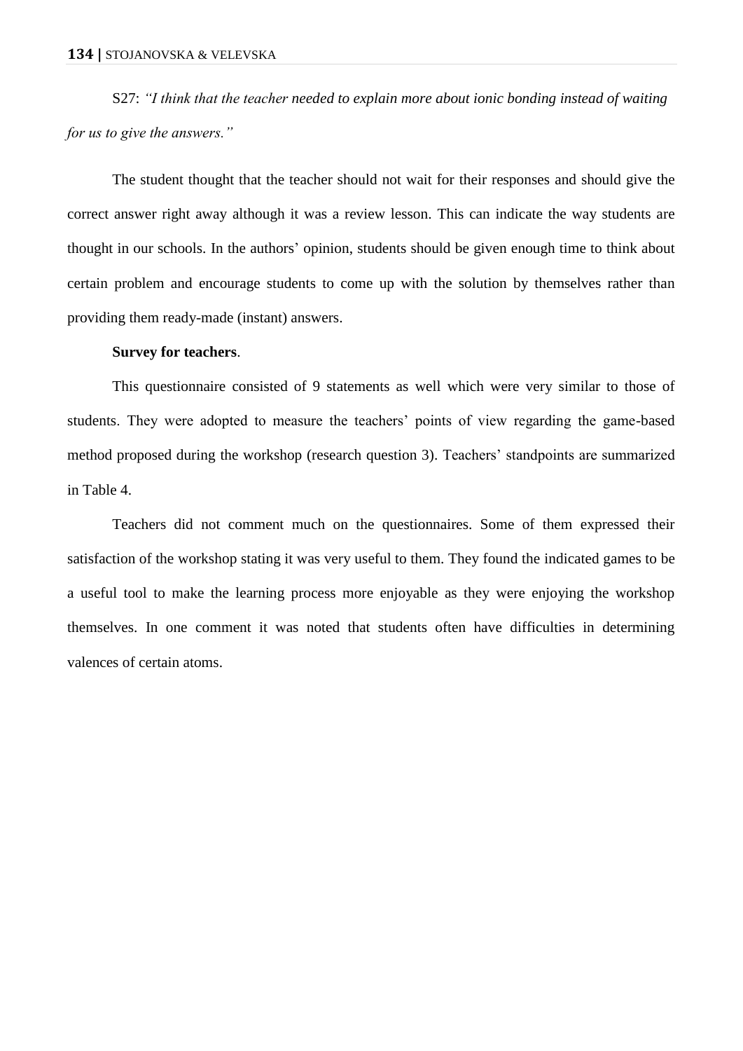S27: *"I think that the teacher needed to explain more about ionic bonding instead of waiting for us to give the answers."*

The student thought that the teacher should not wait for their responses and should give the correct answer right away although it was a review lesson. This can indicate the way students are thought in our schools. In the authors' opinion, students should be given enough time to think about certain problem and encourage students to come up with the solution by themselves rather than providing them ready-made (instant) answers.

**Survey for teachers**.

This questionnaire consisted of 9 statements as well which were very similar to those of students. They were adopted to measure the teachers' points of view regarding the game-based method proposed during the workshop (research question 3). Teachers' standpoints are summarized in Table 4.

Teachers did not comment much on the questionnaires. Some of them expressed their satisfaction of the workshop stating it was very useful to them. They found the indicated games to be a useful tool to make the learning process more enjoyable as they were enjoying the workshop themselves. In one comment it was noted that students often have difficulties in determining valences of certain atoms.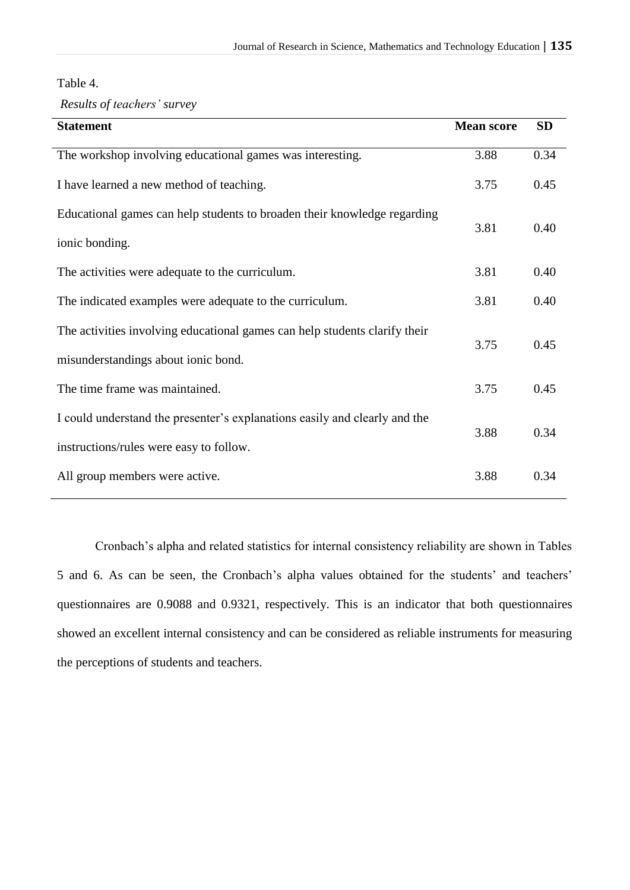Table 4.

*Results of teachers' survey*

| Statement | Mean score | SD |
|---|---|---|
| The workshop involving educational games was interesting. | 3.88 | 0.34 |
| I have learned a new method of teaching. | 3.75 | 0.45 |
| Educational games can help students to broaden their knowledge regarding ionic bonding. | 3.81 | 0.40 |
| The activities were adequate to the curriculum. | 3.81 | 0.40 |
| The indicated examples were adequate to the curriculum. | 3.81 | 0.40 |
| The activities involving educational games can help students clarify their misunderstandings about ionic bond. | 3.75 | 0.45 |
| The time frame was maintained. | 3.75 | 0.45 |
| I could understand the presenter's explanations easily and clearly and the instructions/rules were easy to follow. | 3.88 | 0.34 |
| All group members were active. | 3.88 | 0.34 |

Cronbach's alpha and related statistics for internal consistency reliability are shown in Tables 5 and 6. As can be seen, the Cronbach's alpha values obtained for the students' and teachers' questionnaires are 0.9088 and 0.9321, respectively. This is an indicator that both questionnaires showed an excellent internal consistency and can be considered as reliable instruments for measuring the perceptions of students and teachers.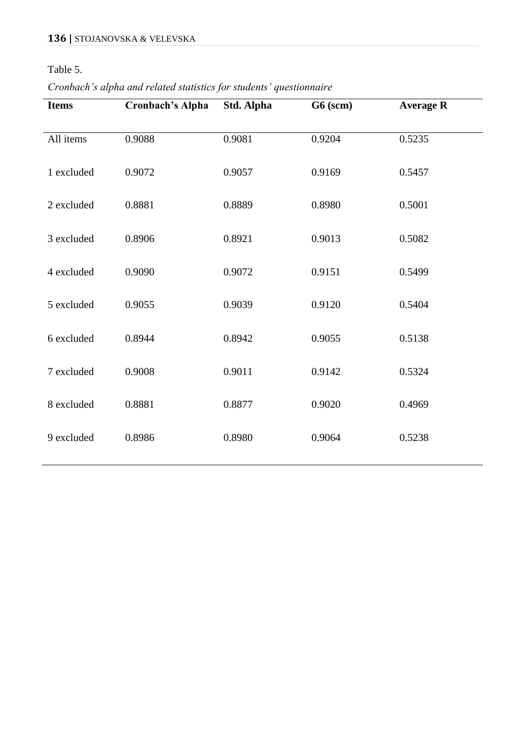Table 5.

*Cronbach's alpha and related statistics for students' questionnaire*

| Items | Cronbach's Alpha | Std. Alpha | G6 (scm) | Average R |
|---|---|---|---|---|
| All items | 0.9088 | 0.9081 | 0.9204 | 0.5235 |
| 1 excluded | 0.9072 | 0.9057 | 0.9169 | 0.5457 |
| 2 excluded | 0.8881 | 0.8889 | 0.8980 | 0.5001 |
| 3 excluded | 0.8906 | 0.8921 | 0.9013 | 0.5082 |
| 4 excluded | 0.9090 | 0.9072 | 0.9151 | 0.5499 |
| 5 excluded | 0.9055 | 0.9039 | 0.9120 | 0.5404 |
| 6 excluded | 0.8944 | 0.8942 | 0.9055 | 0.5138 |
| 7 excluded | 0.9008 | 0.9011 | 0.9142 | 0.5324 |
| 8 excluded | 0.8881 | 0.8877 | 0.9020 | 0.4969 |
| 9 excluded | 0.8986 | 0.8980 | 0.9064 | 0.5238 |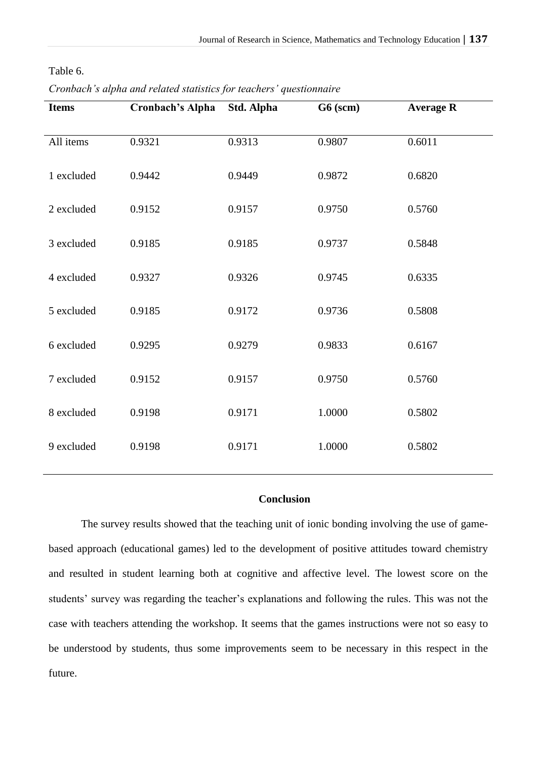Table 6.

*Cronbach's alpha and related statistics for teachers' questionnaire*

| Items | Cronbach's Alpha | Std. Alpha | G6 (scm) | Average R |
|---|---|---|---|---|
| All items | 0.9321 | 0.9313 | 0.9807 | 0.6011 |
| 1 excluded | 0.9442 | 0.9449 | 0.9872 | 0.6820 |
| 2 excluded | 0.9152 | 0.9157 | 0.9750 | 0.5760 |
| 3 excluded | 0.9185 | 0.9185 | 0.9737 | 0.5848 |
| 4 excluded | 0.9327 | 0.9326 | 0.9745 | 0.6335 |
| 5 excluded | 0.9185 | 0.9172 | 0.9736 | 0.5808 |
| 6 excluded | 0.9295 | 0.9279 | 0.9833 | 0.6167 |
| 7 excluded | 0.9152 | 0.9157 | 0.9750 | 0.5760 |
| 8 excluded | 0.9198 | 0.9171 | 1.0000 | 0.5802 |
| 9 excluded | 0.9198 | 0.9171 | 1.0000 | 0.5802 |

## Conclusion

The survey results showed that the teaching unit of ionic bonding involving the use of game-based approach (educational games) led to the development of positive attitudes toward chemistry and resulted in student learning both at cognitive and affective level. The lowest score on the students' survey was regarding the teacher's explanations and following the rules. This was not the case with teachers attending the workshop. It seems that the games instructions were not so easy to be understood by students, thus some improvements seem to be necessary in this respect in the future.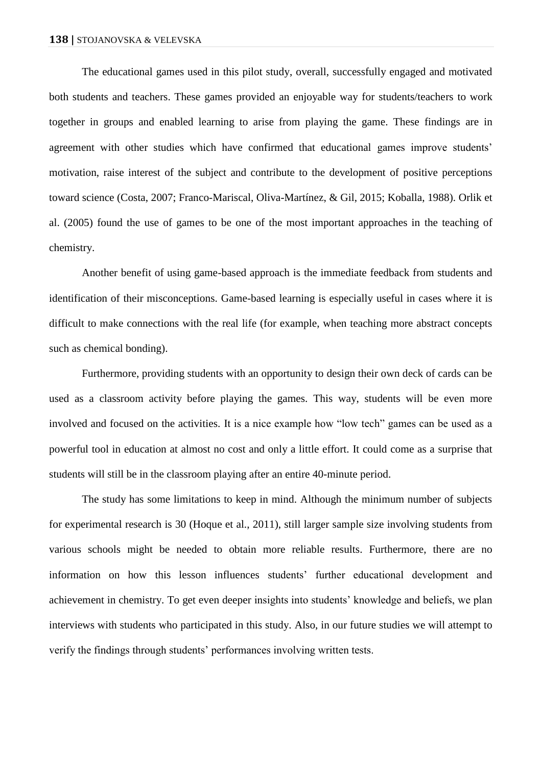The educational games used in this pilot study, overall, successfully engaged and motivated both students and teachers. These games provided an enjoyable way for students/teachers to work together in groups and enabled learning to arise from playing the game. These findings are in agreement with other studies which have confirmed that educational games improve students' motivation, raise interest of the subject and contribute to the development of positive perceptions toward science (Costa, 2007; Franco-Mariscal, Oliva-Martínez, & Gil, 2015; Koballa, 1988). Orlik et al. (2005) found the use of games to be one of the most important approaches in the teaching of chemistry.

Another benefit of using game-based approach is the immediate feedback from students and identification of their misconceptions. Game-based learning is especially useful in cases where it is difficult to make connections with the real life (for example, when teaching more abstract concepts such as chemical bonding).

Furthermore, providing students with an opportunity to design their own deck of cards can be used as a classroom activity before playing the games. This way, students will be even more involved and focused on the activities. It is a nice example how "low tech" games can be used as a powerful tool in education at almost no cost and only a little effort. It could come as a surprise that students will still be in the classroom playing after an entire 40-minute period.

The study has some limitations to keep in mind. Although the minimum number of subjects for experimental research is 30 (Hoque et al., 2011), still larger sample size involving students from various schools might be needed to obtain more reliable results. Furthermore, there are no information on how this lesson influences students' further educational development and achievement in chemistry. To get even deeper insights into students' knowledge and beliefs, we plan interviews with students who participated in this study. Also, in our future studies we will attempt to verify the findings through students' performances involving written tests.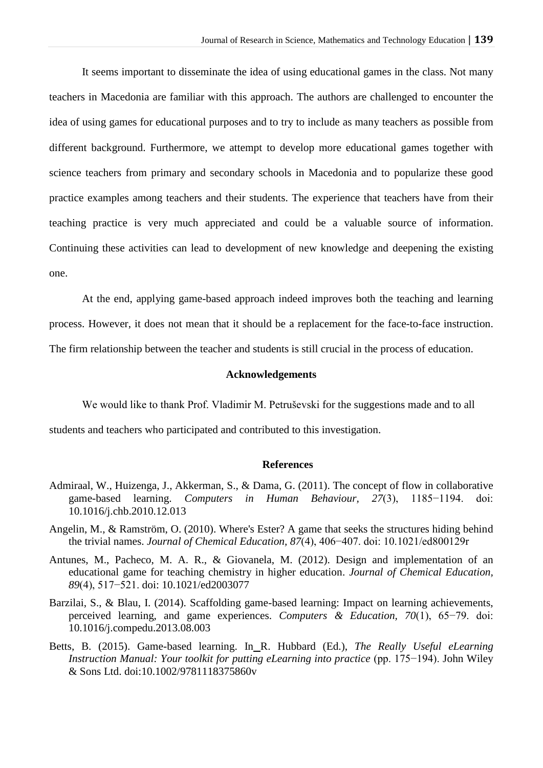It seems important to disseminate the idea of using educational games in the class. Not many teachers in Macedonia are familiar with this approach. The authors are challenged to encounter the idea of using games for educational purposes and to try to include as many teachers as possible from different background. Furthermore, we attempt to develop more educational games together with science teachers from primary and secondary schools in Macedonia and to popularize these good practice examples among teachers and their students. The experience that teachers have from their teaching practice is very much appreciated and could be a valuable source of information. Continuing these activities can lead to development of new knowledge and deepening the existing one.

At the end, applying game-based approach indeed improves both the teaching and learning process. However, it does not mean that it should be a replacement for the face-to-face instruction. The firm relationship between the teacher and students is still crucial in the process of education.

## Acknowledgements

We would like to thank Prof. Vladimir M. Petruševski for the suggestions made and to all students and teachers who participated and contributed to this investigation.

## References

Admiraal, W., Huizenga, J., Akkerman, S., & Dama, G. (2011). The concept of flow in collaborative game-based learning. *Computers in Human Behaviour*, *27*(3), 1185−1194. doi: 10.1016/j.chb.2010.12.013

Angelin, M., & Ramström, O. (2010). Where's Ester? A game that seeks the structures hiding behind the trivial names. *Journal of Chemical Education*, *87*(4), 406−407. doi: 10.1021/ed800129r

Antunes, M., Pacheco, M. A. R., & Giovanela, M. (2012). Design and implementation of an educational game for teaching chemistry in higher education. *Journal of Chemical Education*, *89*(4), 517−521. doi: 10.1021/ed2003077

Barzilai, S., & Blau, I. (2014). Scaffolding game-based learning: Impact on learning achievements, perceived learning, and game experiences. *Computers & Education*, *70*(1), 65−79. doi: 10.1016/j.compedu.2013.08.003

Betts, B. (2015). Game-based learning. In R. Hubbard (Ed.), *The Really Useful eLearning Instruction Manual: Your toolkit for putting eLearning into practice* (pp. 175−194). John Wiley & Sons Ltd. doi:10.1002/9781118375860v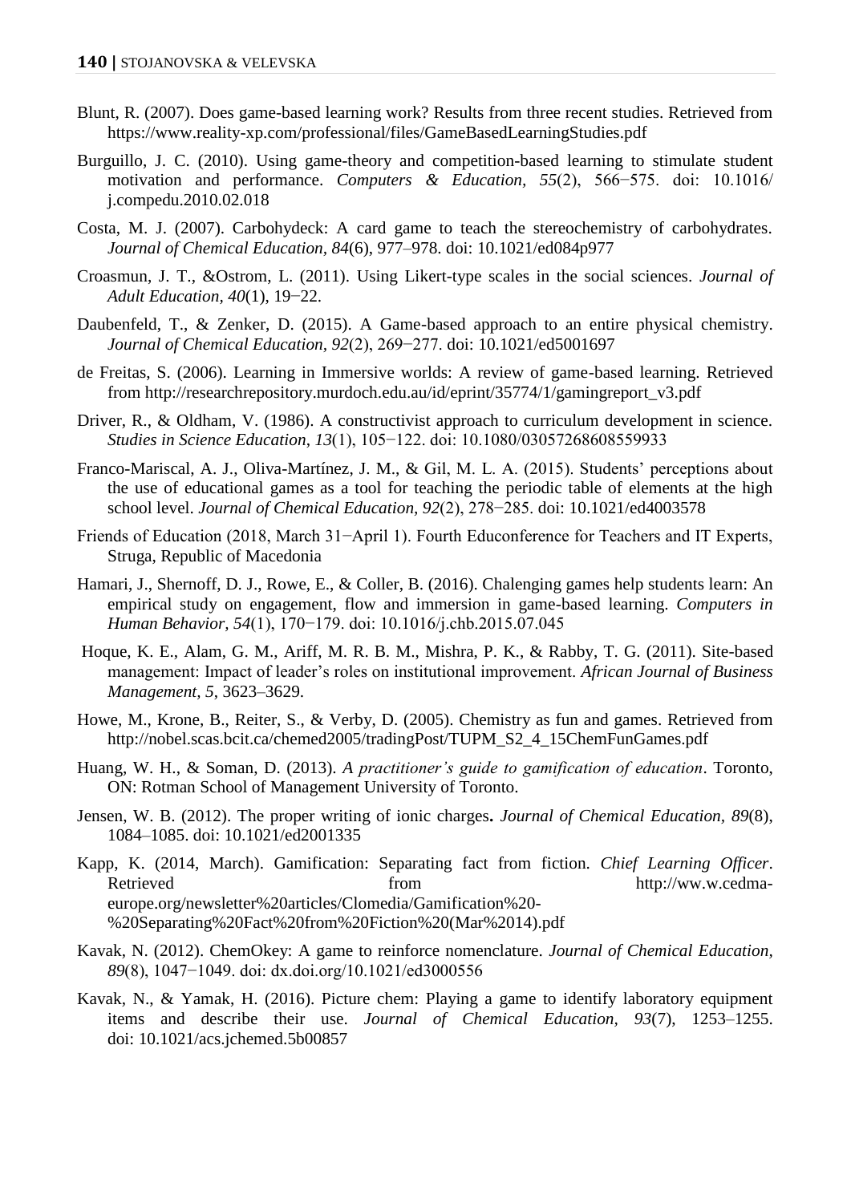Blunt, R. (2007). Does game-based learning work? Results from three recent studies. Retrieved from https://www.reality-xp.com/professional/files/GameBasedLearningStudies.pdf

Burguillo, J. C. (2010). Using game-theory and competition-based learning to stimulate student motivation and performance. *Computers & Education*, *55*(2), 566−575. doi: 10.1016/j.compedu.2010.02.018

Costa, M. J. (2007). Carbohydeck: A card game to teach the stereochemistry of carbohydrates. *Journal of Chemical Education*, *84*(6), 977–978. doi: 10.1021/ed084p977

Croasmun, J. T., &Ostrom, L. (2011). Using Likert-type scales in the social sciences. *Journal of Adult Education*, *40*(1), 19−22.

Daubenfeld, T., & Zenker, D. (2015). A Game-based approach to an entire physical chemistry. *Journal of Chemical Education*, *92*(2), 269−277. doi: 10.1021/ed5001697

de Freitas, S. (2006). Learning in Immersive worlds: A review of game-based learning. Retrieved from http://researchrepository.murdoch.edu.au/id/eprint/35774/1/gamingreport_v3.pdf

Driver, R., & Oldham, V. (1986). A constructivist approach to curriculum development in science. *Studies in Science Education*, *13*(1), 105−122. doi: 10.1080/03057268608559933

Franco-Mariscal, A. J., Oliva-Martínez, J. M., & Gil, M. L. A. (2015). Students' perceptions about the use of educational games as a tool for teaching the periodic table of elements at the high school level. *Journal of Chemical Education, 92*(2), 278−285. doi: 10.1021/ed4003578

Friends of Education (2018, March 31−April 1). Fourth Educonference for Teachers and IT Experts, Struga, Republic of Macedonia

Hamari, J., Shernoff, D. J., Rowe, E., & Coller, B. (2016). Chalenging games help students learn: An empirical study on engagement, flow and immersion in game-based learning. *Computers in Human Behavior*, *54*(1), 170−179. doi: 10.1016/j.chb.2015.07.045

Hoque, K. E., Alam, G. M., Ariff, M. R. B. M., Mishra, P. K., & Rabby, T. G. (2011). Site-based management: Impact of leader's roles on institutional improvement. *African Journal of Business Management, 5*, 3623–3629.

Howe, M., Krone, B., Reiter, S., & Verby, D. (2005). Chemistry as fun and games. Retrieved from http://nobel.scas.bcit.ca/chemed2005/tradingPost/TUPM_S2_4_15ChemFunGames.pdf

Huang, W. H., & Soman, D. (2013). *A practitioner's guide to gamification of education*. Toronto, ON: Rotman School of Management University of Toronto.

Jensen, W. B. (2012). The proper writing of ionic charges**.** *Journal of Chemical Education*, *89*(8), 1084–1085. doi: 10.1021/ed2001335

Kapp, K. (2014, March). Gamification: Separating fact from fiction. *Chief Learning Officer*. Retrieved from http://ww.w.cedma-europe.org/newsletter%20articles/Clomedia/Gamification%20-%20Separating%20Fact%20from%20Fiction%20(Mar%2014).pdf

Kavak, N. (2012). ChemOkey: A game to reinforce nomenclature. *Journal of Chemical Education, 89*(8), 1047−1049. doi: dx.doi.org/10.1021/ed3000556

Kavak, N., & Yamak, H. (2016). Picture chem: Playing a game to identify laboratory equipment items and describe their use. *Journal of Chemical Education*, *93*(7), 1253–1255. doi: 10.1021/acs.jchemed.5b00857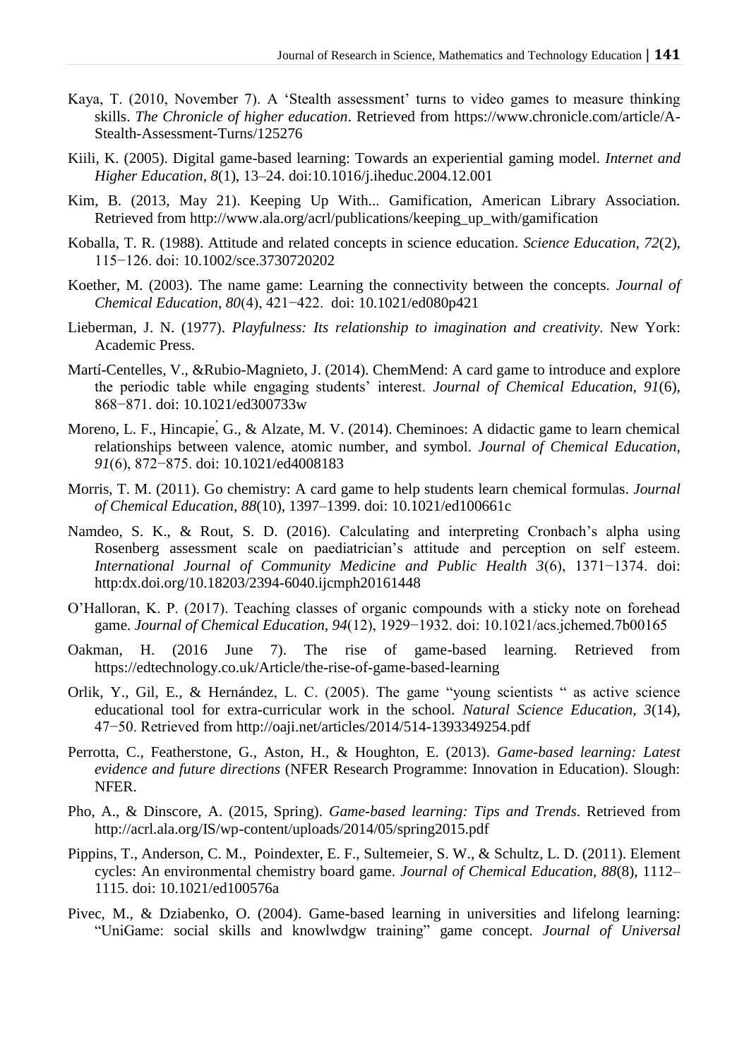Kaya, T. (2010, November 7). A 'Stealth assessment' turns to video games to measure thinking skills. *The Chronicle of higher education*. Retrieved from https://www.chronicle.com/article/A-Stealth-Assessment-Turns/125276

Kiili, K. (2005). Digital game-based learning: Towards an experiential gaming model. *Internet and Higher Education, 8*(1), 13–24. doi:10.1016/j.iheduc.2004.12.001

Kim, B. (2013, May 21). Keeping Up With... Gamification, American Library Association. Retrieved from http://www.ala.org/acrl/publications/keeping_up_with/gamification

Koballa, T. R. (1988). Attitude and related concepts in science education. *Science Education, 72*(2), 115−126. doi: 10.1002/sce.3730720202

Koether, M. (2003). The name game: Learning the connectivity between the concepts. *Journal of Chemical Education, 80*(4), 421−422. doi: 10.1021/ed080p421

Lieberman, J. N. (1977). *Playfulness: Its relationship to imagination and creativity*. New York: Academic Press.

Martí-Centelles, V., &Rubio-Magnieto, J. (2014). ChemMend: A card game to introduce and explore the periodic table while engaging students' interest. *Journal of Chemical Education, 91*(6), 868−871. doi: 10.1021/ed300733w

Moreno, L. F., Hincapié, G., & Alzate, M. V. (2014). Cheminoes: A didactic game to learn chemical relationships between valence, atomic number, and symbol. *Journal of Chemical Education, 91*(6), 872−875. doi: 10.1021/ed4008183

Morris, T. M. (2011). Go chemistry: A card game to help students learn chemical formulas. *Journal of Chemical Education, 88*(10), 1397–1399. doi: 10.1021/ed100661c

Namdeo, S. K., & Rout, S. D. (2016). Calculating and interpreting Cronbach's alpha using Rosenberg assessment scale on paediatrician's attitude and perception on self esteem. *International Journal of Community Medicine and Public Health 3*(6), 1371−1374. doi: http:dx.doi.org/10.18203/2394-6040.ijcmph20161448

O'Halloran, K. P. (2017). Teaching classes of organic compounds with a sticky note on forehead game. *Journal of Chemical Education, 94*(12), 1929−1932. doi: 10.1021/acs.jchemed.7b00165

Oakman, H. (2016 June 7). The rise of game-based learning. Retrieved from https://edtechnology.co.uk/Article/the-rise-of-game-based-learning

Orlik, Y., Gil, E., & Hernández, L. C. (2005). The game "young scientists " as active science educational tool for extra-curricular work in the school. *Natural Science Education, 3*(14), 47−50. Retrieved from http://oaji.net/articles/2014/514-1393349254.pdf

Perrotta, C., Featherstone, G., Aston, H., & Houghton, E. (2013). *Game-based learning: Latest evidence and future directions* (NFER Research Programme: Innovation in Education). Slough: NFER.

Pho, A., & Dinscore, A. (2015, Spring). *Game-based learning: Tips and Trends*. Retrieved from http://acrl.ala.org/IS/wp-content/uploads/2014/05/spring2015.pdf

Pippins, T., Anderson, C. M., Poindexter, E. F., Sultemeier, S. W., & Schultz, L. D. (2011). Element cycles: An environmental chemistry board game. *Journal of Chemical Education, 88*(8), 1112–1115. doi: 10.1021/ed100576a

Pivec, M., & Dziabenko, O. (2004). Game-based learning in universities and lifelong learning: "UniGame: social skills and knowlwdgw training" game concept. *Journal of Universal*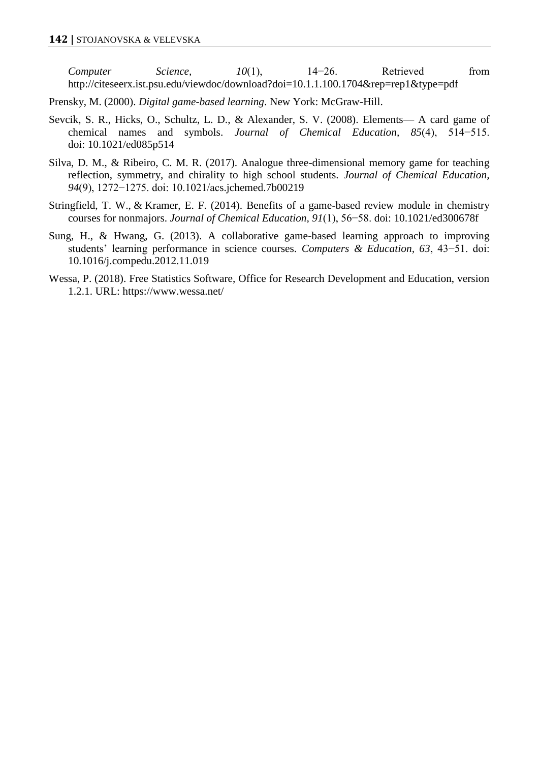*Computer Science, 10*(1), 14−26. Retrieved from http://citeseerx.ist.psu.edu/viewdoc/download?doi=10.1.1.100.1704&rep=rep1&type=pdf

Prensky, M. (2000). *Digital game-based learning*. New York: McGraw-Hill.

Sevcik, S. R., Hicks, O., Schultz, L. D., & Alexander, S. V. (2008). Elements— A card game of chemical names and symbols. *Journal of Chemical Education, 85*(4), 514−515. doi: 10.1021/ed085p514

Silva, D. M., & Ribeiro, C. M. R. (2017). Analogue three-dimensional memory game for teaching reflection, symmetry, and chirality to high school students. *Journal of Chemical Education, 94*(9), 1272−1275. doi: 10.1021/acs.jchemed.7b00219

Stringfield, T. W., & Kramer, E. F. (2014). Benefits of a game-based review module in chemistry courses for nonmajors. *Journal of Chemical Education, 91*(1), 56−58. doi: 10.1021/ed300678f

Sung, H., & Hwang, G. (2013). A collaborative game-based learning approach to improving students' learning performance in science courses. *Computers & Education, 63*, 43−51. doi: 10.1016/j.compedu.2012.11.019

Wessa, P. (2018). Free Statistics Software, Office for Research Development and Education, version 1.2.1. URL: https://www.wessa.net/